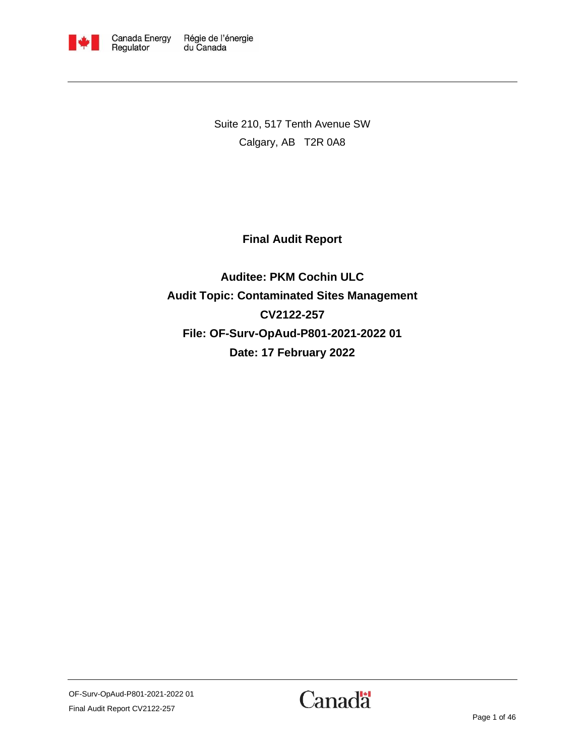Canada Energy Regulator | Régie de l'énergie du Canada

Suite 210, 517 Tenth Avenue SW
Calgary, AB T2R 0A8

# Final Audit Report

**Auditee: PKM Cochin ULC**
**Audit Topic: Contaminated Sites Management**
**CV2122-257**
**File: OF-Surv-OpAud-P801-2021-2022 01**
**Date: 17 February 2022**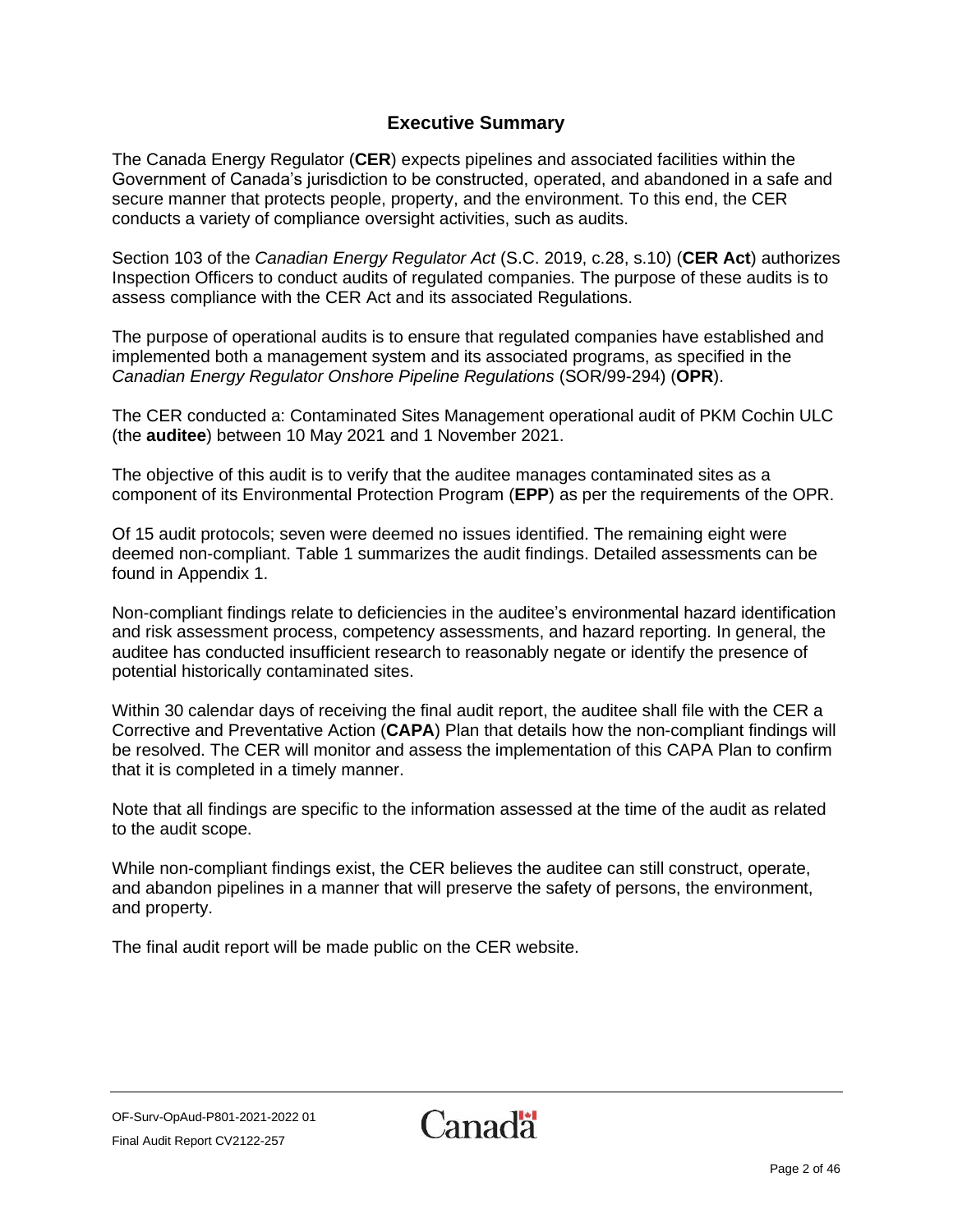## Executive Summary

The Canada Energy Regulator (**CER**) expects pipelines and associated facilities within the Government of Canada's jurisdiction to be constructed, operated, and abandoned in a safe and secure manner that protects people, property, and the environment. To this end, the CER conducts a variety of compliance oversight activities, such as audits.

Section 103 of the *Canadian Energy Regulator Act* (S.C. 2019, c.28, s.10) (**CER Act**) authorizes Inspection Officers to conduct audits of regulated companies. The purpose of these audits is to assess compliance with the CER Act and its associated Regulations.

The purpose of operational audits is to ensure that regulated companies have established and implemented both a management system and its associated programs, as specified in the *Canadian Energy Regulator Onshore Pipeline Regulations* (SOR/99-294) (**OPR**).

The CER conducted a: Contaminated Sites Management operational audit of PKM Cochin ULC (the **auditee**) between 10 May 2021 and 1 November 2021.

The objective of this audit is to verify that the auditee manages contaminated sites as a component of its Environmental Protection Program (**EPP**) as per the requirements of the OPR.

Of 15 audit protocols; seven were deemed no issues identified. The remaining eight were deemed non-compliant. Table 1 summarizes the audit findings. Detailed assessments can be found in Appendix 1.

Non-compliant findings relate to deficiencies in the auditee's environmental hazard identification and risk assessment process, competency assessments, and hazard reporting. In general, the auditee has conducted insufficient research to reasonably negate or identify the presence of potential historically contaminated sites.

Within 30 calendar days of receiving the final audit report, the auditee shall file with the CER a Corrective and Preventative Action (**CAPA**) Plan that details how the non-compliant findings will be resolved. The CER will monitor and assess the implementation of this CAPA Plan to confirm that it is completed in a timely manner.

Note that all findings are specific to the information assessed at the time of the audit as related to the audit scope.

While non-compliant findings exist, the CER believes the auditee can still construct, operate, and abandon pipelines in a manner that will preserve the safety of persons, the environment, and property.

The final audit report will be made public on the CER website.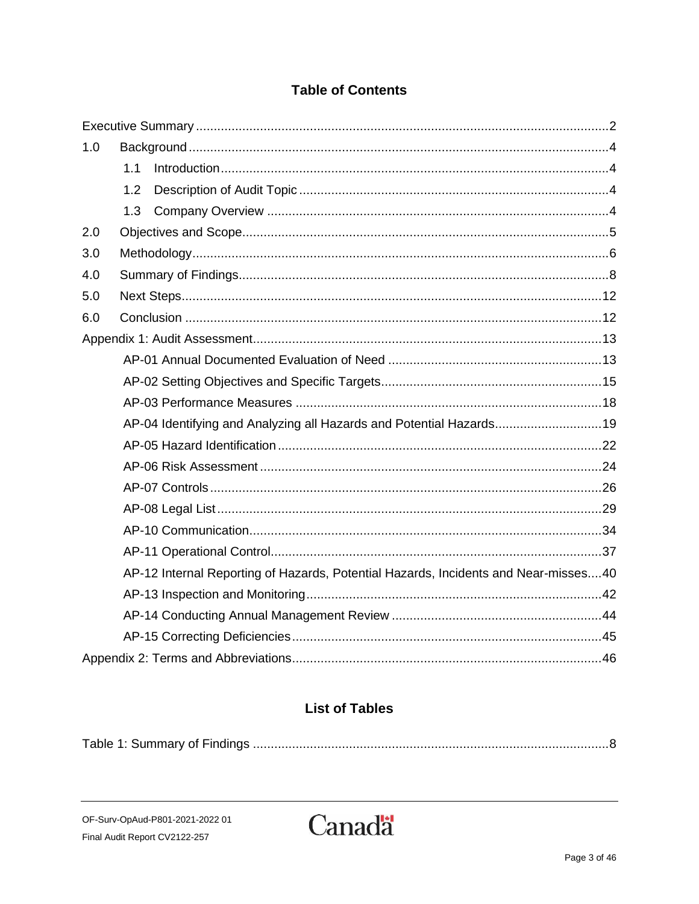# Table of Contents

Executive Summary ...................................................................................................................2

1.0 Background ....................................................................................................................4

 1.1 Introduction ..............................................................................................................4

 1.2 Description of Audit Topic .......................................................................................4

 1.3 Company Overview ................................................................................................4

2.0 Objectives and Scope......................................................................................................5

3.0 Methodology....................................................................................................................6

4.0 Summary of Findings.......................................................................................................8

5.0 Next Steps.....................................................................................................................12

6.0 Conclusion ....................................................................................................................12

Appendix 1: Audit Assessment.................................................................................................13

 AP-01 Annual Documented Evaluation of Need ............................................................13

 AP-02 Setting Objectives and Specific Targets..............................................................15

 AP-03 Performance Measures ......................................................................................18

 AP-04 Identifying and Analyzing all Hazards and Potential Hazards..............................19

 AP-05 Hazard Identification...........................................................................................22

 AP-06 Risk Assessment ................................................................................................24

 AP-07 Controls ..............................................................................................................26

 AP-08 Legal List ............................................................................................................29

 AP-10 Communication...................................................................................................34

 AP-11 Operational Control.............................................................................................37

 AP-12 Internal Reporting of Hazards, Potential Hazards, Incidents and Near-misses....40

 AP-13 Inspection and Monitoring...................................................................................42

 AP-14 Conducting Annual Management Review ...........................................................44

 AP-15 Correcting Deficiencies.......................................................................................45

Appendix 2: Terms and Abbreviations......................................................................................46

# List of Tables

Table 1: Summary of Findings ...................................................................................................8

OF-Surv-OpAud-P801-2021-2022 01
Final Audit Report CV2122-257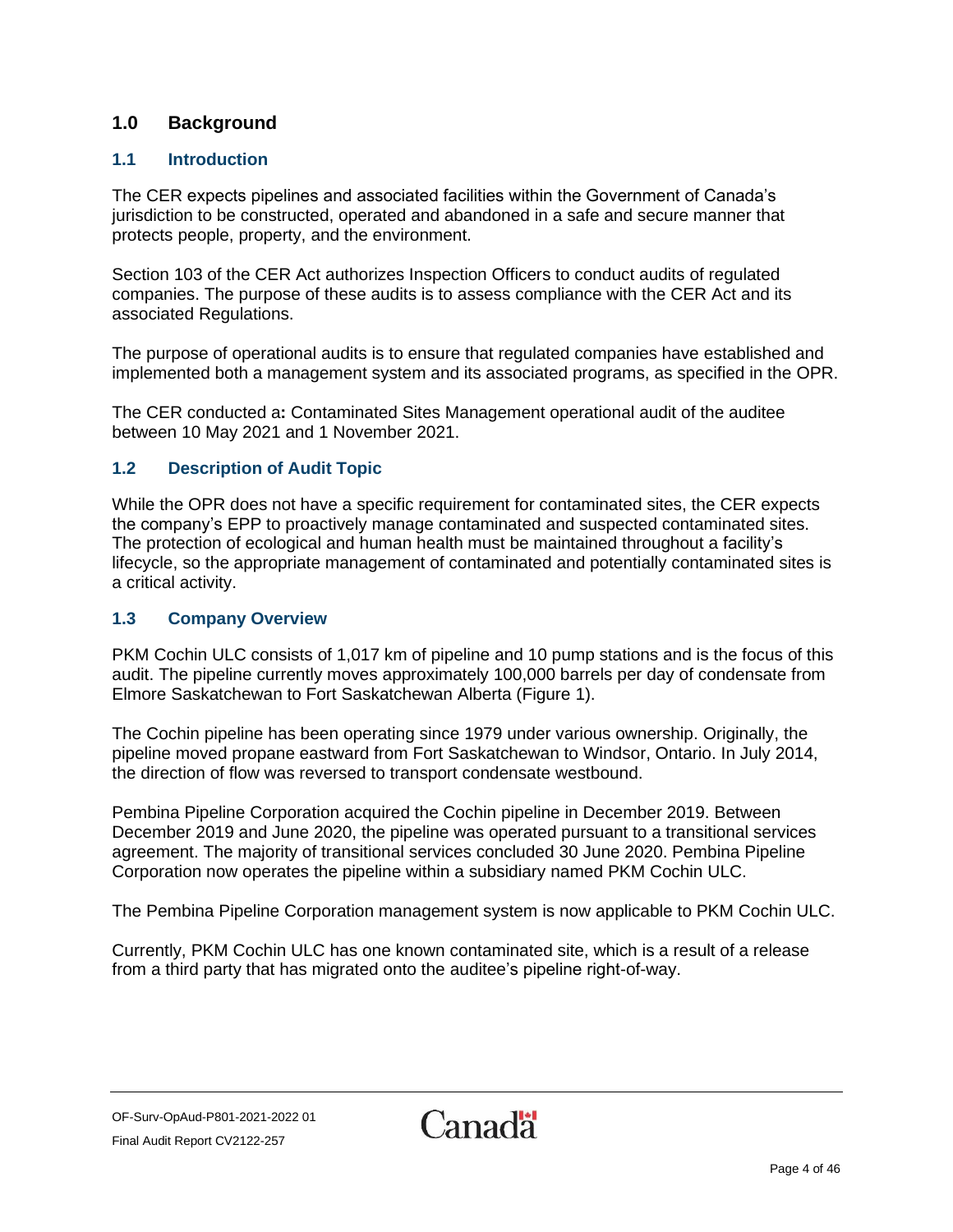## 1.0 Background

### 1.1 Introduction

The CER expects pipelines and associated facilities within the Government of Canada's jurisdiction to be constructed, operated and abandoned in a safe and secure manner that protects people, property, and the environment.

Section 103 of the CER Act authorizes Inspection Officers to conduct audits of regulated companies. The purpose of these audits is to assess compliance with the CER Act and its associated Regulations.

The purpose of operational audits is to ensure that regulated companies have established and implemented both a management system and its associated programs, as specified in the OPR.

The CER conducted a**:** Contaminated Sites Management operational audit of the auditee between 10 May 2021 and 1 November 2021.

### 1.2 Description of Audit Topic

While the OPR does not have a specific requirement for contaminated sites, the CER expects the company's EPP to proactively manage contaminated and suspected contaminated sites. The protection of ecological and human health must be maintained throughout a facility's lifecycle, so the appropriate management of contaminated and potentially contaminated sites is a critical activity.

### 1.3 Company Overview

PKM Cochin ULC consists of 1,017 km of pipeline and 10 pump stations and is the focus of this audit. The pipeline currently moves approximately 100,000 barrels per day of condensate from Elmore Saskatchewan to Fort Saskatchewan Alberta (Figure 1).

The Cochin pipeline has been operating since 1979 under various ownership. Originally, the pipeline moved propane eastward from Fort Saskatchewan to Windsor, Ontario. In July 2014, the direction of flow was reversed to transport condensate westbound.

Pembina Pipeline Corporation acquired the Cochin pipeline in December 2019. Between December 2019 and June 2020, the pipeline was operated pursuant to a transitional services agreement. The majority of transitional services concluded 30 June 2020. Pembina Pipeline Corporation now operates the pipeline within a subsidiary named PKM Cochin ULC.

The Pembina Pipeline Corporation management system is now applicable to PKM Cochin ULC.

Currently, PKM Cochin ULC has one known contaminated site, which is a result of a release from a third party that has migrated onto the auditee's pipeline right-of-way.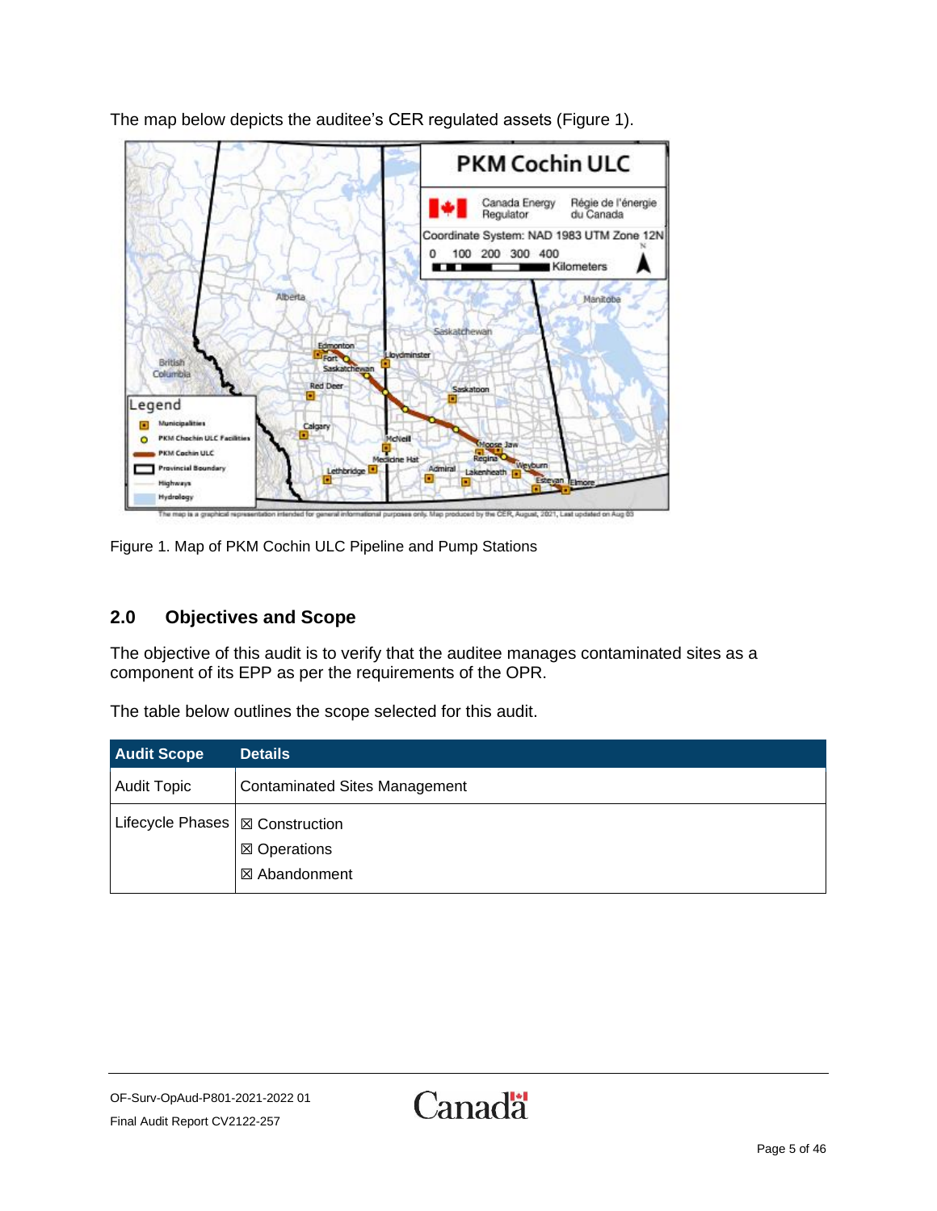The map below depicts the auditee's CER regulated assets (Figure 1).

Figure 1. Map of PKM Cochin ULC Pipeline and Pump Stations

## 2.0 Objectives and Scope

The objective of this audit is to verify that the auditee manages contaminated sites as a component of its EPP as per the requirements of the OPR.

The table below outlines the scope selected for this audit.

| Audit Scope | Details |
|---|---|
| Audit Topic | Contaminated Sites Management |
| Lifecycle Phases | ☒ Construction<br>☒ Operations<br>☒ Abandonment |

OF-Surv-OpAud-P801-2021-2022 01
Final Audit Report CV2122-257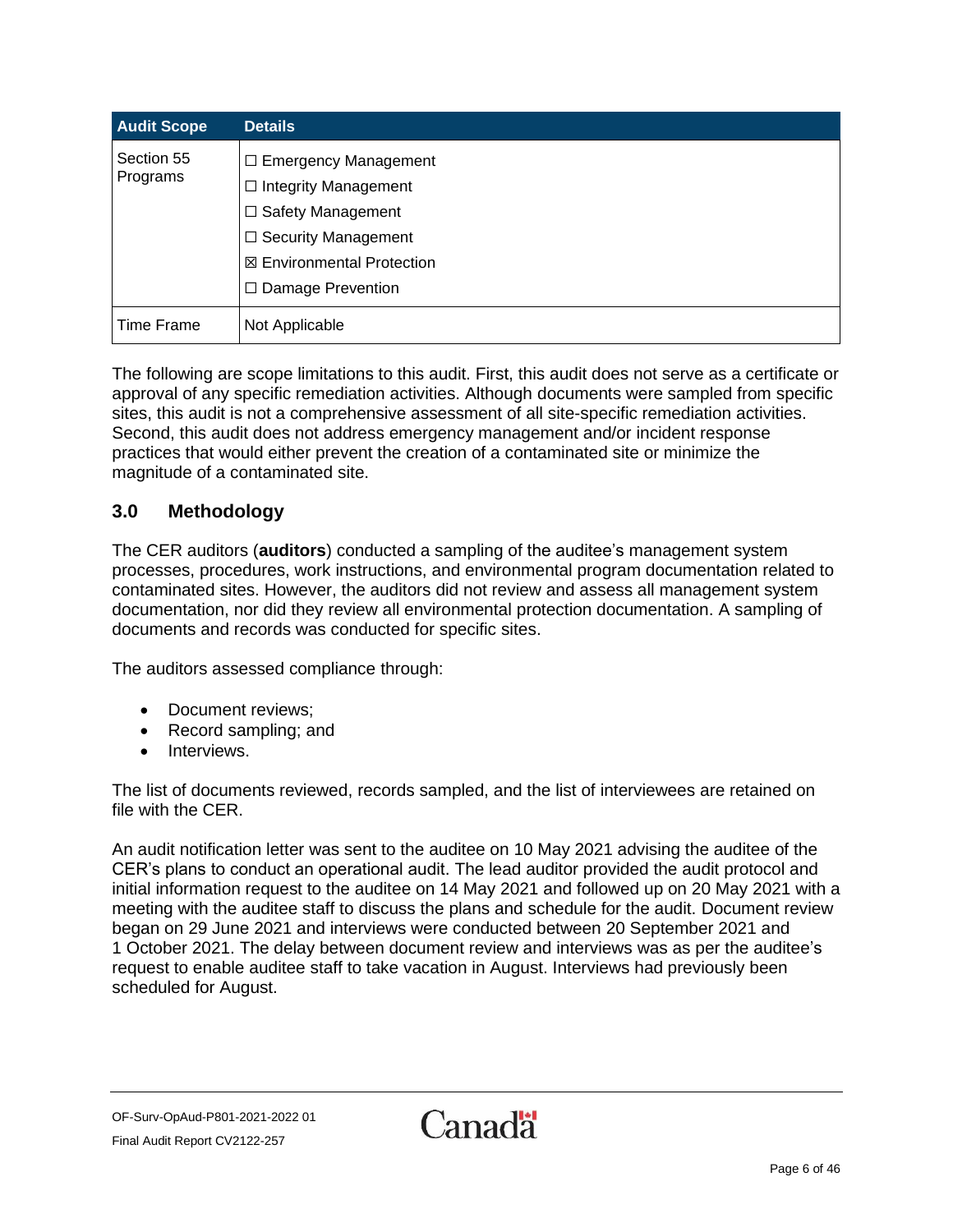| Audit Scope | Details |
|---|---|
| Section 55 Programs | ☐ Emergency Management<br>☐ Integrity Management<br>☐ Safety Management<br>☐ Security Management<br>☒ Environmental Protection<br>☐ Damage Prevention |
| Time Frame | Not Applicable |

The following are scope limitations to this audit. First, this audit does not serve as a certificate or approval of any specific remediation activities. Although documents were sampled from specific sites, this audit is not a comprehensive assessment of all site-specific remediation activities. Second, this audit does not address emergency management and/or incident response practices that would either prevent the creation of a contaminated site or minimize the magnitude of a contaminated site.

## 3.0 Methodology

The CER auditors (**auditors**) conducted a sampling of the auditee's management system processes, procedures, work instructions, and environmental program documentation related to contaminated sites. However, the auditors did not review and assess all management system documentation, nor did they review all environmental protection documentation. A sampling of documents and records was conducted for specific sites.

The auditors assessed compliance through:

- Document reviews;
- Record sampling; and
- Interviews.

The list of documents reviewed, records sampled, and the list of interviewees are retained on file with the CER.

An audit notification letter was sent to the auditee on 10 May 2021 advising the auditee of the CER's plans to conduct an operational audit. The lead auditor provided the audit protocol and initial information request to the auditee on 14 May 2021 and followed up on 20 May 2021 with a meeting with the auditee staff to discuss the plans and schedule for the audit. Document review began on 29 June 2021 and interviews were conducted between 20 September 2021 and 1 October 2021. The delay between document review and interviews was as per the auditee's request to enable auditee staff to take vacation in August. Interviews had previously been scheduled for August.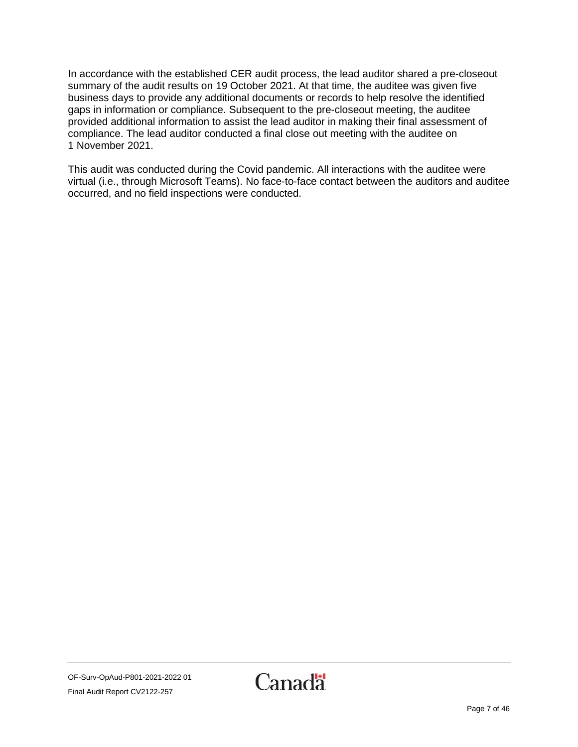In accordance with the established CER audit process, the lead auditor shared a pre-closeout summary of the audit results on 19 October 2021. At that time, the auditee was given five business days to provide any additional documents or records to help resolve the identified gaps in information or compliance. Subsequent to the pre-closeout meeting, the auditee provided additional information to assist the lead auditor in making their final assessment of compliance. The lead auditor conducted a final close out meeting with the auditee on 1 November 2021.

This audit was conducted during the Covid pandemic. All interactions with the auditee were virtual (i.e., through Microsoft Teams). No face-to-face contact between the auditors and auditee occurred, and no field inspections were conducted.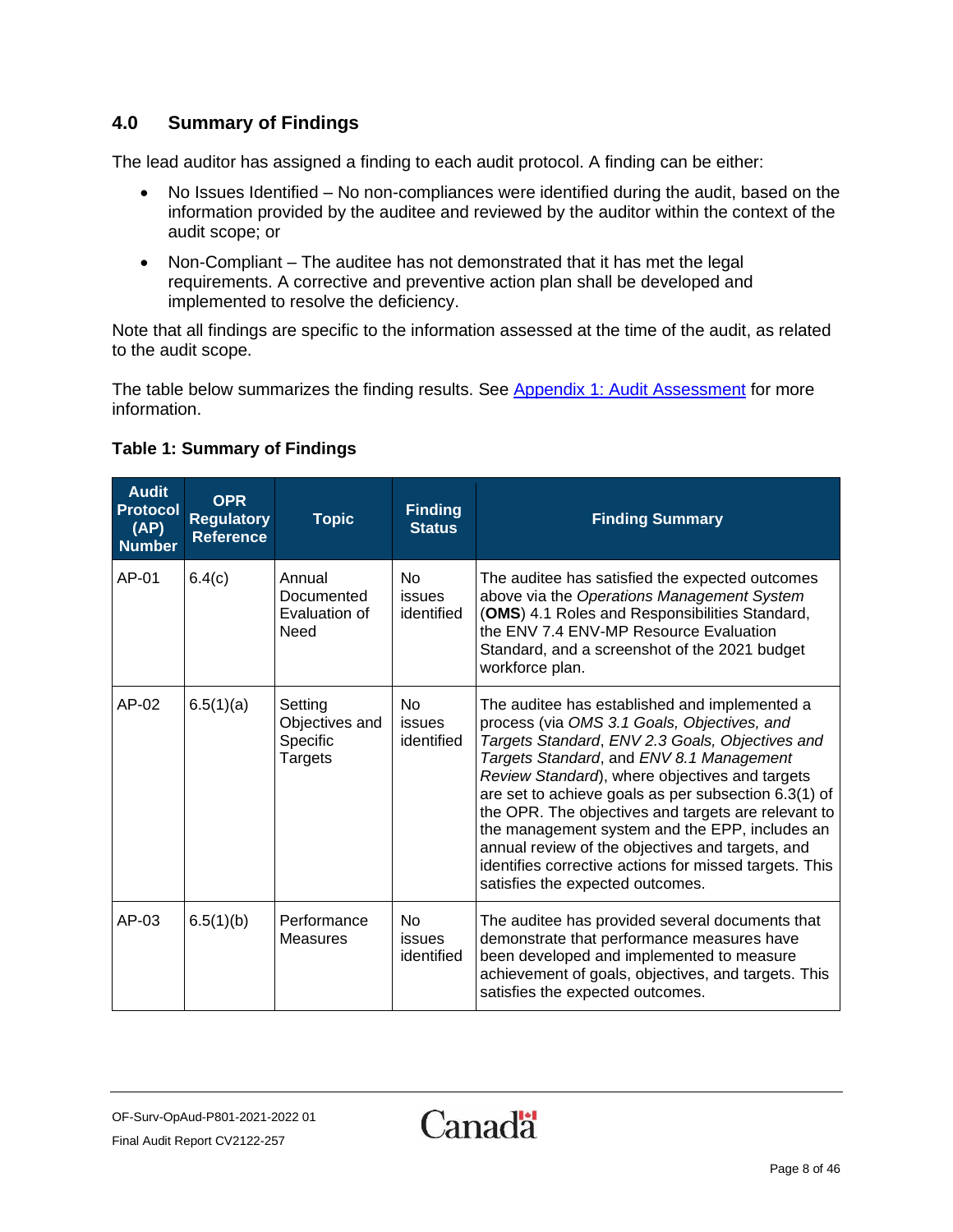## 4.0 Summary of Findings

The lead auditor has assigned a finding to each audit protocol. A finding can be either:

- No Issues Identified – No non-compliances were identified during the audit, based on the information provided by the auditee and reviewed by the auditor within the context of the audit scope; or
- Non-Compliant – The auditee has not demonstrated that it has met the legal requirements. A corrective and preventive action plan shall be developed and implemented to resolve the deficiency.

Note that all findings are specific to the information assessed at the time of the audit, as related to the audit scope.

The table below summarizes the finding results. See Appendix 1: Audit Assessment for more information.

**Table 1: Summary of Findings**

| Audit Protocol (AP) Number | OPR Regulatory Reference | Topic | Finding Status | Finding Summary |
|---|---|---|---|---|
| AP-01 | 6.4(c) | Annual Documented Evaluation of Need | No issues identified | The auditee has satisfied the expected outcomes above via the *Operations Management System* (**OMS**) 4.1 Roles and Responsibilities Standard, the ENV 7.4 ENV-MP Resource Evaluation Standard, and a screenshot of the 2021 budget workforce plan. |
| AP-02 | 6.5(1)(a) | Setting Objectives and Specific Targets | No issues identified | The auditee has established and implemented a process (via *OMS 3.1 Goals, Objectives, and Targets Standard*, *ENV 2.3 Goals, Objectives and Targets Standard*, and *ENV 8.1 Management Review Standard*), where objectives and targets are set to achieve goals as per subsection 6.3(1) of the OPR. The objectives and targets are relevant to the management system and the EPP, includes an annual review of the objectives and targets, and identifies corrective actions for missed targets. This satisfies the expected outcomes. |
| AP-03 | 6.5(1)(b) | Performance Measures | No issues identified | The auditee has provided several documents that demonstrate that performance measures have been developed and implemented to measure achievement of goals, objectives, and targets. This satisfies the expected outcomes. |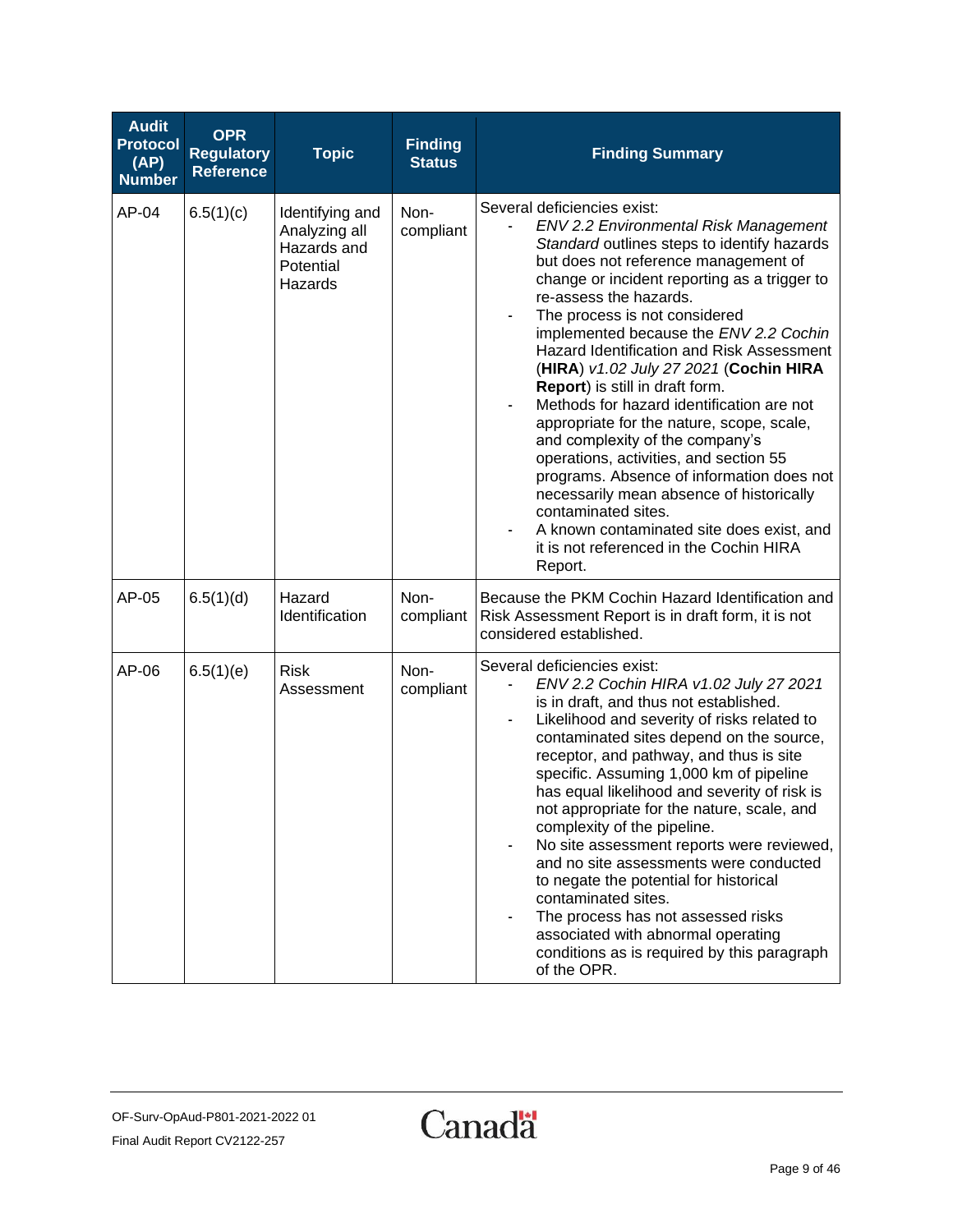| Audit Protocol (AP) Number | OPR Regulatory Reference | Topic | Finding Status | Finding Summary |
|---|---|---|---|---|
| AP-04 | 6.5(1)(c) | Identifying and Analyzing all Hazards and Potential Hazards | Non-compliant | Several deficiencies exist:<br>- *ENV 2.2 Environmental Risk Management Standard* outlines steps to identify hazards but does not reference management of change or incident reporting as a trigger to re-assess the hazards.<br>- The process is not considered implemented because the *ENV 2.2 Cochin* Hazard Identification and Risk Assessment (**HIRA**) *v1.02 July 27 2021* (**Cochin HIRA Report**) is still in draft form.<br>- Methods for hazard identification are not appropriate for the nature, scope, scale, and complexity of the company's operations, activities, and section 55 programs. Absence of information does not necessarily mean absence of historically contaminated sites.<br>- A known contaminated site does exist, and it is not referenced in the Cochin HIRA Report. |
| AP-05 | 6.5(1)(d) | Hazard Identification | Non-compliant | Because the PKM Cochin Hazard Identification and Risk Assessment Report is in draft form, it is not considered established. |
| AP-06 | 6.5(1)(e) | Risk Assessment | Non-compliant | Several deficiencies exist:<br>- *ENV 2.2 Cochin HIRA v1.02 July 27 2021* is in draft, and thus not established.<br>- Likelihood and severity of risks related to contaminated sites depend on the source, receptor, and pathway, and thus is site specific. Assuming 1,000 km of pipeline has equal likelihood and severity of risk is not appropriate for the nature, scale, and complexity of the pipeline.<br>- No site assessment reports were reviewed, and no site assessments were conducted to negate the potential for historical contaminated sites.<br>- The process has not assessed risks associated with abnormal operating conditions as is required by this paragraph of the OPR. |

OF-Surv-OpAud-P801-2021-2022 01
Final Audit Report CV2122-257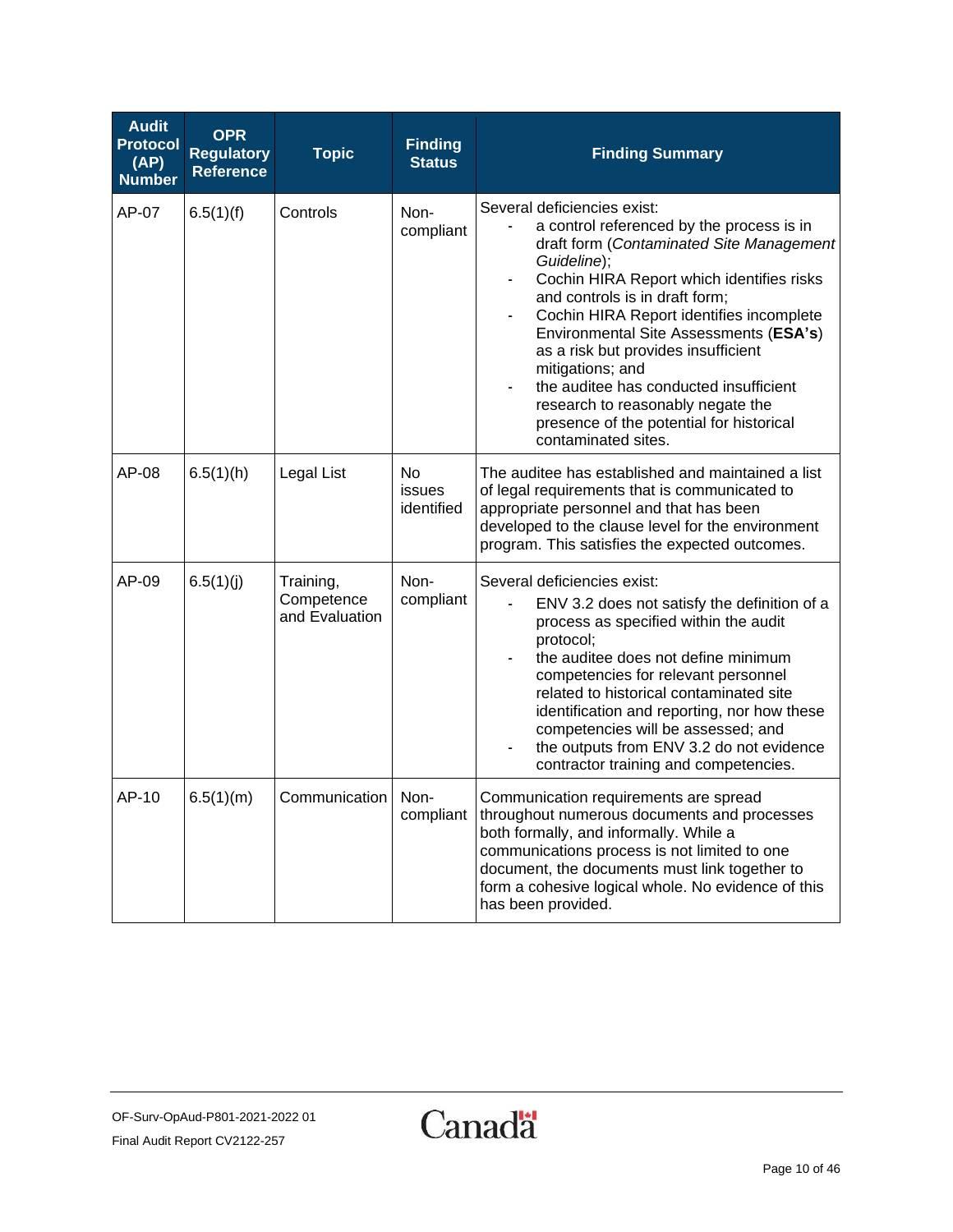| Audit Protocol (AP) Number | OPR Regulatory Reference | Topic | Finding Status | Finding Summary |
|---|---|---|---|---|
| AP-07 | 6.5(1)(f) | Controls | Non-compliant | Several deficiencies exist:<br>- a control referenced by the process is in draft form (*Contaminated Site Management Guideline*);<br>- Cochin HIRA Report which identifies risks and controls is in draft form;<br>- Cochin HIRA Report identifies incomplete Environmental Site Assessments (**ESA's**) as a risk but provides insufficient mitigations; and<br>- the auditee has conducted insufficient research to reasonably negate the presence of the potential for historical contaminated sites. |
| AP-08 | 6.5(1)(h) | Legal List | No issues identified | The auditee has established and maintained a list of legal requirements that is communicated to appropriate personnel and that has been developed to the clause level for the environment program. This satisfies the expected outcomes. |
| AP-09 | 6.5(1)(j) | Training, Competence and Evaluation | Non-compliant | Several deficiencies exist:<br>- ENV 3.2 does not satisfy the definition of a process as specified within the audit protocol;<br>- the auditee does not define minimum competencies for relevant personnel related to historical contaminated site identification and reporting, nor how these competencies will be assessed; and<br>- the outputs from ENV 3.2 do not evidence contractor training and competencies. |
| AP-10 | 6.5(1)(m) | Communication | Non-compliant | Communication requirements are spread throughout numerous documents and processes both formally, and informally. While a communications process is not limited to one document, the documents must link together to form a cohesive logical whole. No evidence of this has been provided. |

OF-Surv-OpAud-P801-2021-2022 01
Final Audit Report CV2122-257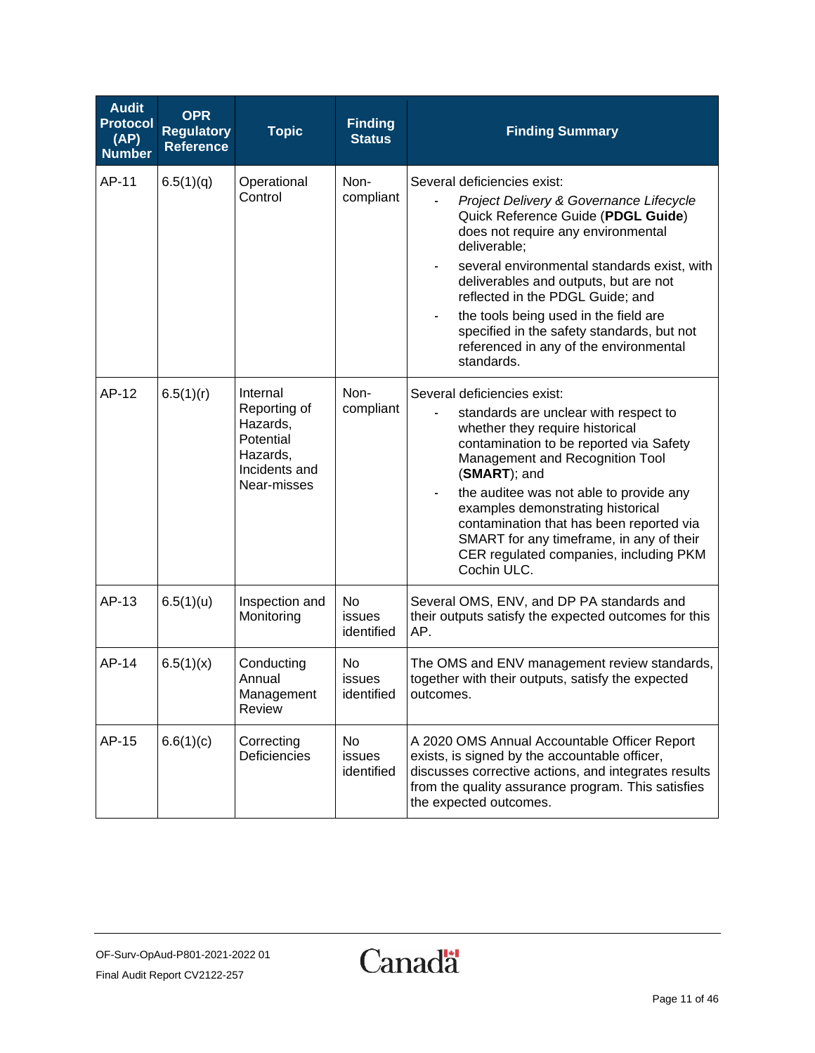| Audit Protocol (AP) Number | OPR Regulatory Reference | Topic | Finding Status | Finding Summary |
|---|---|---|---|---|
| AP-11 | 6.5(1)(q) | Operational Control | Non-compliant | Several deficiencies exist:<br>- *Project Delivery & Governance Lifecycle* Quick Reference Guide (**PDGL Guide**) does not require any environmental deliverable;<br>- several environmental standards exist, with deliverables and outputs, but are not reflected in the PDGL Guide; and<br>- the tools being used in the field are specified in the safety standards, but not referenced in any of the environmental standards. |
| AP-12 | 6.5(1)(r) | Internal Reporting of Hazards, Potential Hazards, Incidents and Near-misses | Non-compliant | Several deficiencies exist:<br>- standards are unclear with respect to whether they require historical contamination to be reported via Safety Management and Recognition Tool (**SMART**); and<br>- the auditee was not able to provide any examples demonstrating historical contamination that has been reported via SMART for any timeframe, in any of their CER regulated companies, including PKM Cochin ULC. |
| AP-13 | 6.5(1)(u) | Inspection and Monitoring | No issues identified | Several OMS, ENV, and DP PA standards and their outputs satisfy the expected outcomes for this AP. |
| AP-14 | 6.5(1)(x) | Conducting Annual Management Review | No issues identified | The OMS and ENV management review standards, together with their outputs, satisfy the expected outcomes. |
| AP-15 | 6.6(1)(c) | Correcting Deficiencies | No issues identified | A 2020 OMS Annual Accountable Officer Report exists, is signed by the accountable officer, discusses corrective actions, and integrates results from the quality assurance program. This satisfies the expected outcomes. |

OF-Surv-OpAud-P801-2021-2022 01
Final Audit Report CV2122-257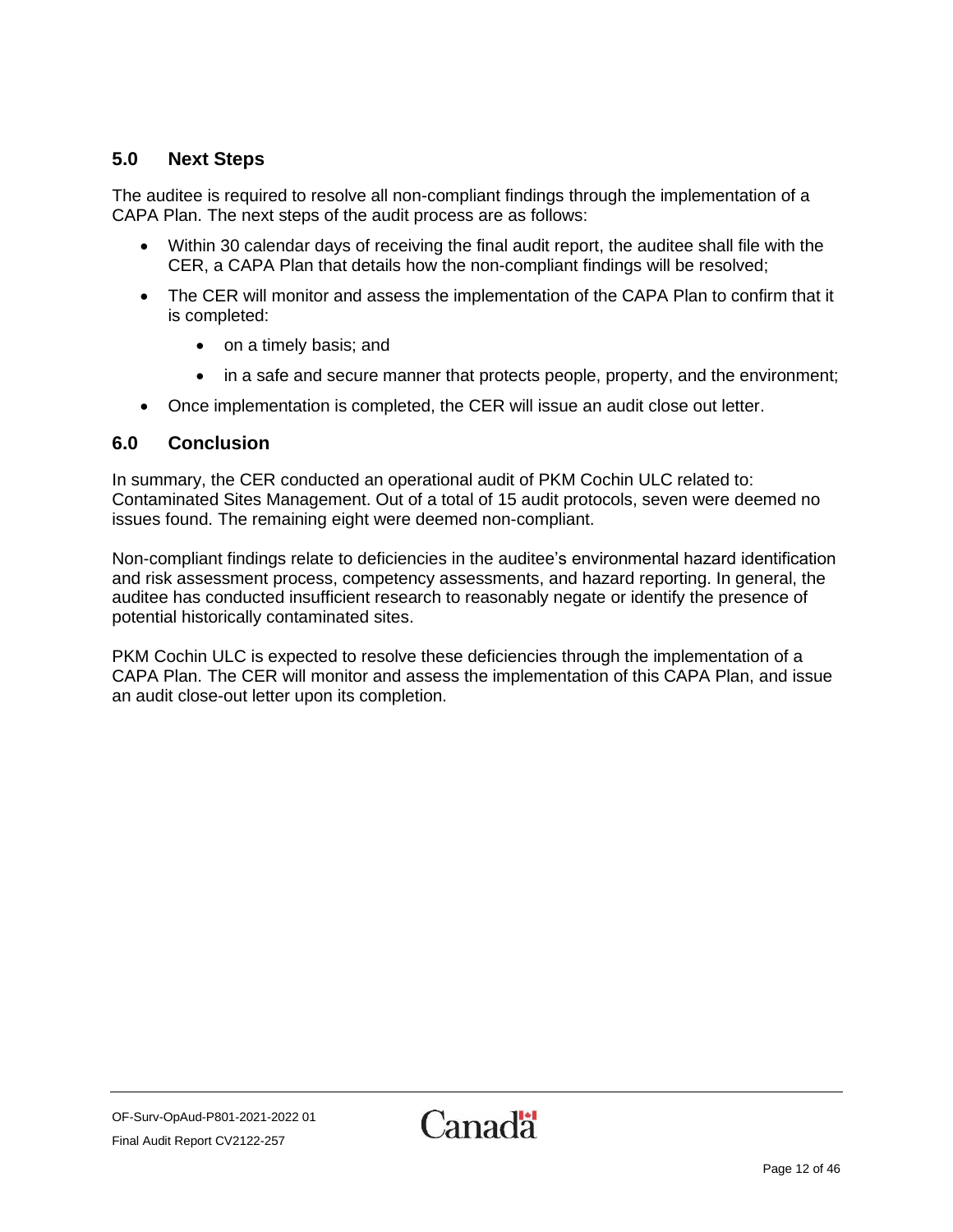## 5.0 Next Steps

The auditee is required to resolve all non-compliant findings through the implementation of a CAPA Plan. The next steps of the audit process are as follows:

- Within 30 calendar days of receiving the final audit report, the auditee shall file with the CER, a CAPA Plan that details how the non-compliant findings will be resolved;
- The CER will monitor and assess the implementation of the CAPA Plan to confirm that it is completed:
  - on a timely basis; and
  - in a safe and secure manner that protects people, property, and the environment;
- Once implementation is completed, the CER will issue an audit close out letter.

## 6.0 Conclusion

In summary, the CER conducted an operational audit of PKM Cochin ULC related to: Contaminated Sites Management. Out of a total of 15 audit protocols, seven were deemed no issues found. The remaining eight were deemed non-compliant.

Non-compliant findings relate to deficiencies in the auditee's environmental hazard identification and risk assessment process, competency assessments, and hazard reporting. In general, the auditee has conducted insufficient research to reasonably negate or identify the presence of potential historically contaminated sites.

PKM Cochin ULC is expected to resolve these deficiencies through the implementation of a CAPA Plan. The CER will monitor and assess the implementation of this CAPA Plan, and issue an audit close-out letter upon its completion.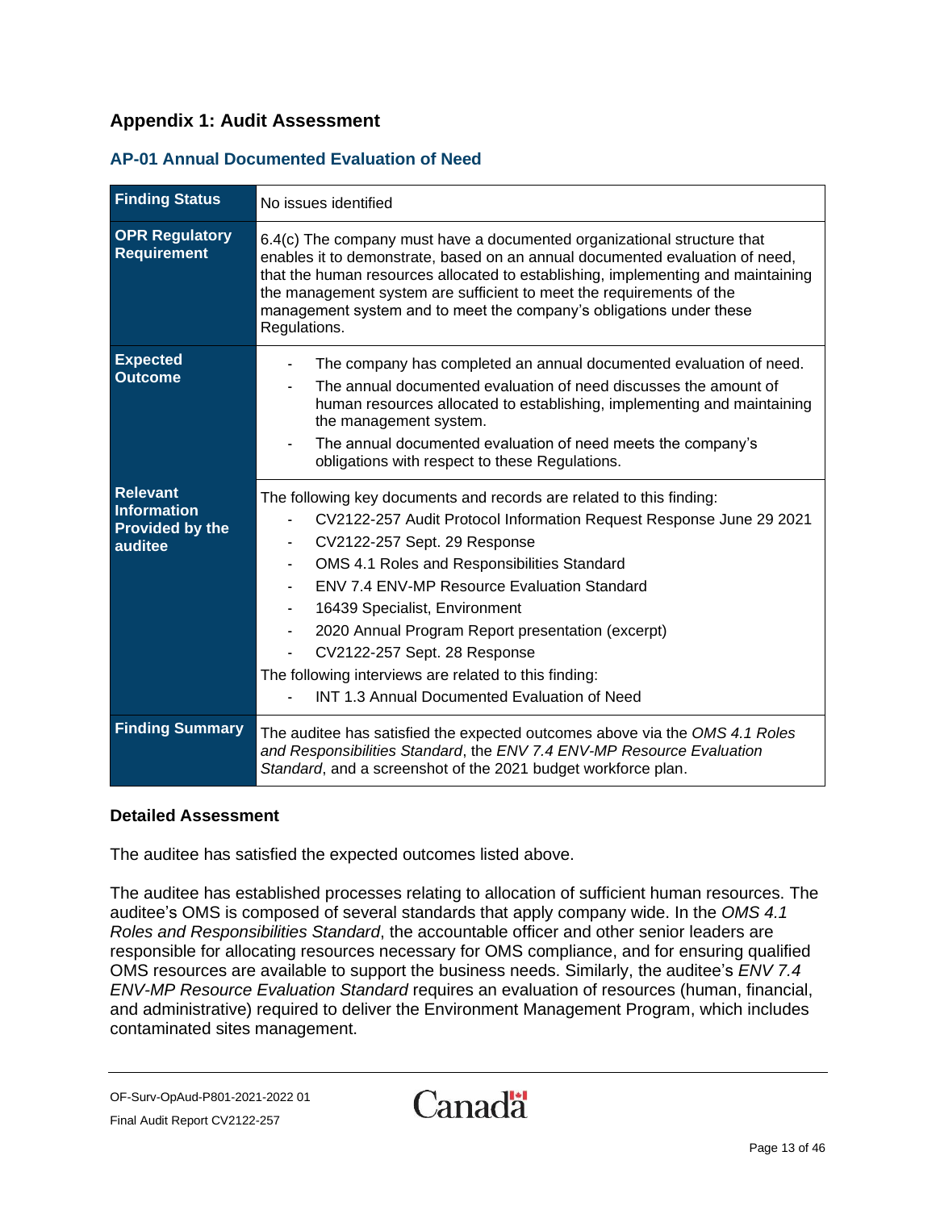## Appendix 1: Audit Assessment

### AP-01 Annual Documented Evaluation of Need

| | |
|---|---|
| **Finding Status** | No issues identified |
| **OPR Regulatory Requirement** | 6.4(c) The company must have a documented organizational structure that enables it to demonstrate, based on an annual documented evaluation of need, that the human resources allocated to establishing, implementing and maintaining the management system are sufficient to meet the requirements of the management system and to meet the company's obligations under these Regulations. |
| **Expected Outcome** | - The company has completed an annual documented evaluation of need.<br>- The annual documented evaluation of need discusses the amount of human resources allocated to establishing, implementing and maintaining the management system.<br>- The annual documented evaluation of need meets the company's obligations with respect to these Regulations. |
| **Relevant Information Provided by the auditee** | The following key documents and records are related to this finding:<br>- CV2122-257 Audit Protocol Information Request Response June 29 2021<br>- CV2122-257 Sept. 29 Response<br>- OMS 4.1 Roles and Responsibilities Standard<br>- ENV 7.4 ENV-MP Resource Evaluation Standard<br>- 16439 Specialist, Environment<br>- 2020 Annual Program Report presentation (excerpt)<br>- CV2122-257 Sept. 28 Response<br>The following interviews are related to this finding:<br>- INT 1.3 Annual Documented Evaluation of Need |
| **Finding Summary** | The auditee has satisfied the expected outcomes above via the *OMS 4.1 Roles and Responsibilities Standard*, the *ENV 7.4 ENV-MP Resource Evaluation Standard*, and a screenshot of the 2021 budget workforce plan. |

### Detailed Assessment

The auditee has satisfied the expected outcomes listed above.

The auditee has established processes relating to allocation of sufficient human resources. The auditee's OMS is composed of several standards that apply company wide. In the *OMS 4.1 Roles and Responsibilities Standard*, the accountable officer and other senior leaders are responsible for allocating resources necessary for OMS compliance, and for ensuring qualified OMS resources are available to support the business needs. Similarly, the auditee's *ENV 7.4 ENV-MP Resource Evaluation Standard* requires an evaluation of resources (human, financial, and administrative) required to deliver the Environment Management Program, which includes contaminated sites management.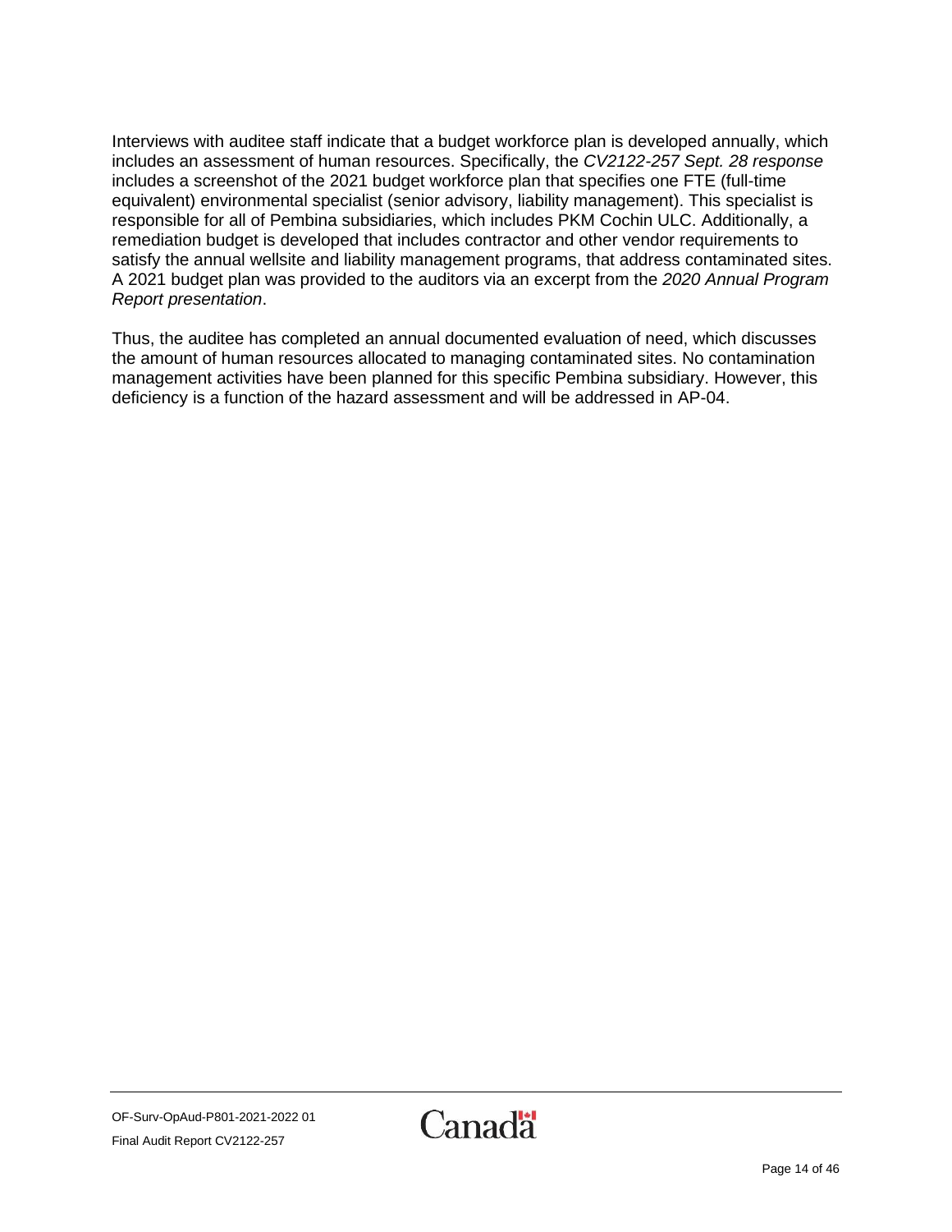Interviews with auditee staff indicate that a budget workforce plan is developed annually, which includes an assessment of human resources. Specifically, the *CV2122-257 Sept. 28 response* includes a screenshot of the 2021 budget workforce plan that specifies one FTE (full-time equivalent) environmental specialist (senior advisory, liability management). This specialist is responsible for all of Pembina subsidiaries, which includes PKM Cochin ULC. Additionally, a remediation budget is developed that includes contractor and other vendor requirements to satisfy the annual wellsite and liability management programs, that address contaminated sites. A 2021 budget plan was provided to the auditors via an excerpt from the *2020 Annual Program Report presentation*.

Thus, the auditee has completed an annual documented evaluation of need, which discusses the amount of human resources allocated to managing contaminated sites. No contamination management activities have been planned for this specific Pembina subsidiary. However, this deficiency is a function of the hazard assessment and will be addressed in AP-04.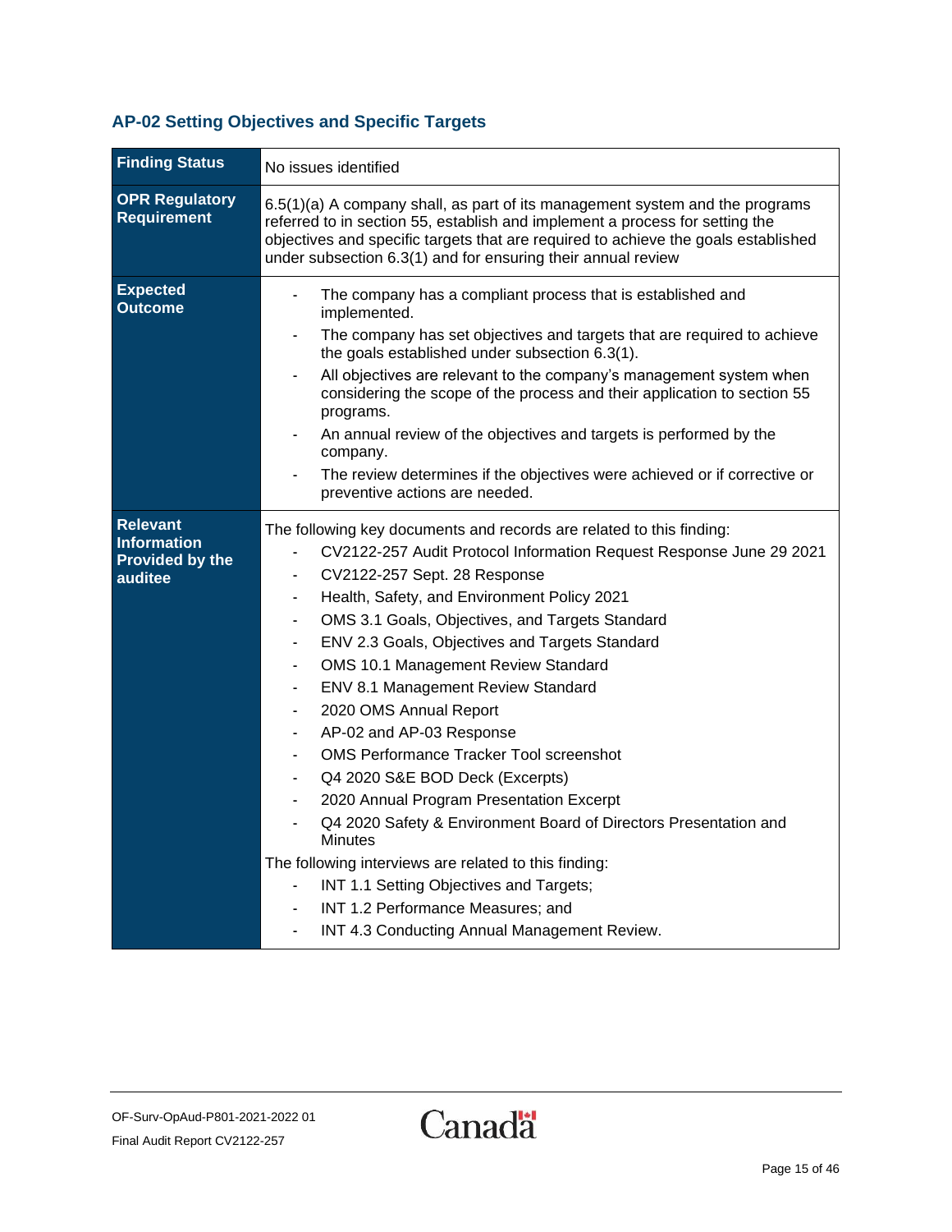### AP-02 Setting Objectives and Specific Targets

| **Finding Status** | No issues identified |
|---|---|
| **OPR Regulatory Requirement** | 6.5(1)(a) A company shall, as part of its management system and the programs referred to in section 55, establish and implement a process for setting the objectives and specific targets that are required to achieve the goals established under subsection 6.3(1) and for ensuring their annual review |
| **Expected Outcome** | - The company has a compliant process that is established and implemented.<br>- The company has set objectives and targets that are required to achieve the goals established under subsection 6.3(1).<br>- All objectives are relevant to the company's management system when considering the scope of the process and their application to section 55 programs.<br>- An annual review of the objectives and targets is performed by the company.<br>- The review determines if the objectives were achieved or if corrective or preventive actions are needed. |
| **Relevant Information Provided by the auditee** | The following key documents and records are related to this finding:<br>- CV2122-257 Audit Protocol Information Request Response June 29 2021<br>- CV2122-257 Sept. 28 Response<br>- Health, Safety, and Environment Policy 2021<br>- OMS 3.1 Goals, Objectives, and Targets Standard<br>- ENV 2.3 Goals, Objectives and Targets Standard<br>- OMS 10.1 Management Review Standard<br>- ENV 8.1 Management Review Standard<br>- 2020 OMS Annual Report<br>- AP-02 and AP-03 Response<br>- OMS Performance Tracker Tool screenshot<br>- Q4 2020 S&E BOD Deck (Excerpts)<br>- 2020 Annual Program Presentation Excerpt<br>- Q4 2020 Safety & Environment Board of Directors Presentation and Minutes<br>The following interviews are related to this finding:<br>- INT 1.1 Setting Objectives and Targets;<br>- INT 1.2 Performance Measures; and<br>- INT 4.3 Conducting Annual Management Review. |

OF-Surv-OpAud-P801-2021-2022 01
Final Audit Report CV2122-257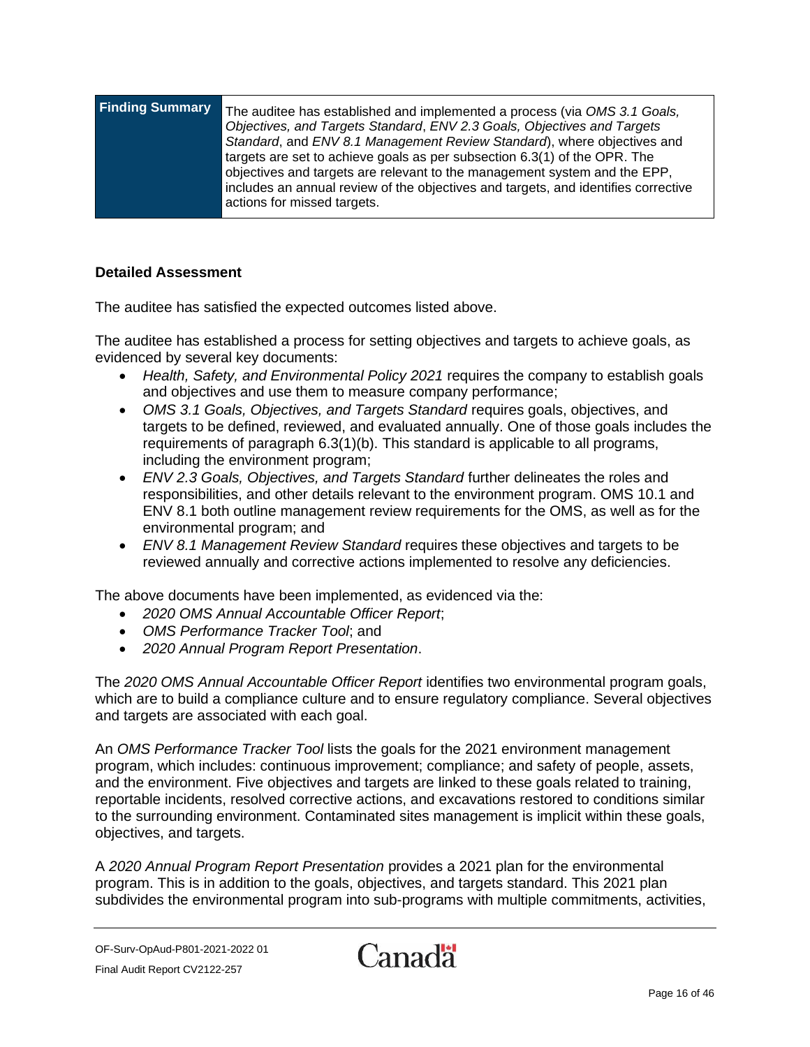| Finding Summary | The auditee has established and implemented a process (via *OMS 3.1 Goals, Objectives, and Targets Standard*, *ENV 2.3 Goals, Objectives and Targets Standard*, and *ENV 8.1 Management Review Standard*), where objectives and targets are set to achieve goals as per subsection 6.3(1) of the OPR. The objectives and targets are relevant to the management system and the EPP, includes an annual review of the objectives and targets, and identifies corrective actions for missed targets. |
|---|---|

**Detailed Assessment**

The auditee has satisfied the expected outcomes listed above.

The auditee has established a process for setting objectives and targets to achieve goals, as evidenced by several key documents:

- *Health, Safety, and Environmental Policy 2021* requires the company to establish goals and objectives and use them to measure company performance;
- *OMS 3.1 Goals, Objectives, and Targets Standard* requires goals, objectives, and targets to be defined, reviewed, and evaluated annually. One of those goals includes the requirements of paragraph 6.3(1)(b). This standard is applicable to all programs, including the environment program;
- *ENV 2.3 Goals, Objectives, and Targets Standard* further delineates the roles and responsibilities, and other details relevant to the environment program. OMS 10.1 and ENV 8.1 both outline management review requirements for the OMS, as well as for the environmental program; and
- *ENV 8.1 Management Review Standard* requires these objectives and targets to be reviewed annually and corrective actions implemented to resolve any deficiencies.

The above documents have been implemented, as evidenced via the:

- *2020 OMS Annual Accountable Officer Report*;
- *OMS Performance Tracker Tool*; and
- *2020 Annual Program Report Presentation*.

The *2020 OMS Annual Accountable Officer Report* identifies two environmental program goals, which are to build a compliance culture and to ensure regulatory compliance. Several objectives and targets are associated with each goal.

An *OMS Performance Tracker Tool* lists the goals for the 2021 environment management program, which includes: continuous improvement; compliance; and safety of people, assets, and the environment. Five objectives and targets are linked to these goals related to training, reportable incidents, resolved corrective actions, and excavations restored to conditions similar to the surrounding environment. Contaminated sites management is implicit within these goals, objectives, and targets.

A *2020 Annual Program Report Presentation* provides a 2021 plan for the environmental program. This is in addition to the goals, objectives, and targets standard. This 2021 plan subdivides the environmental program into sub-programs with multiple commitments, activities,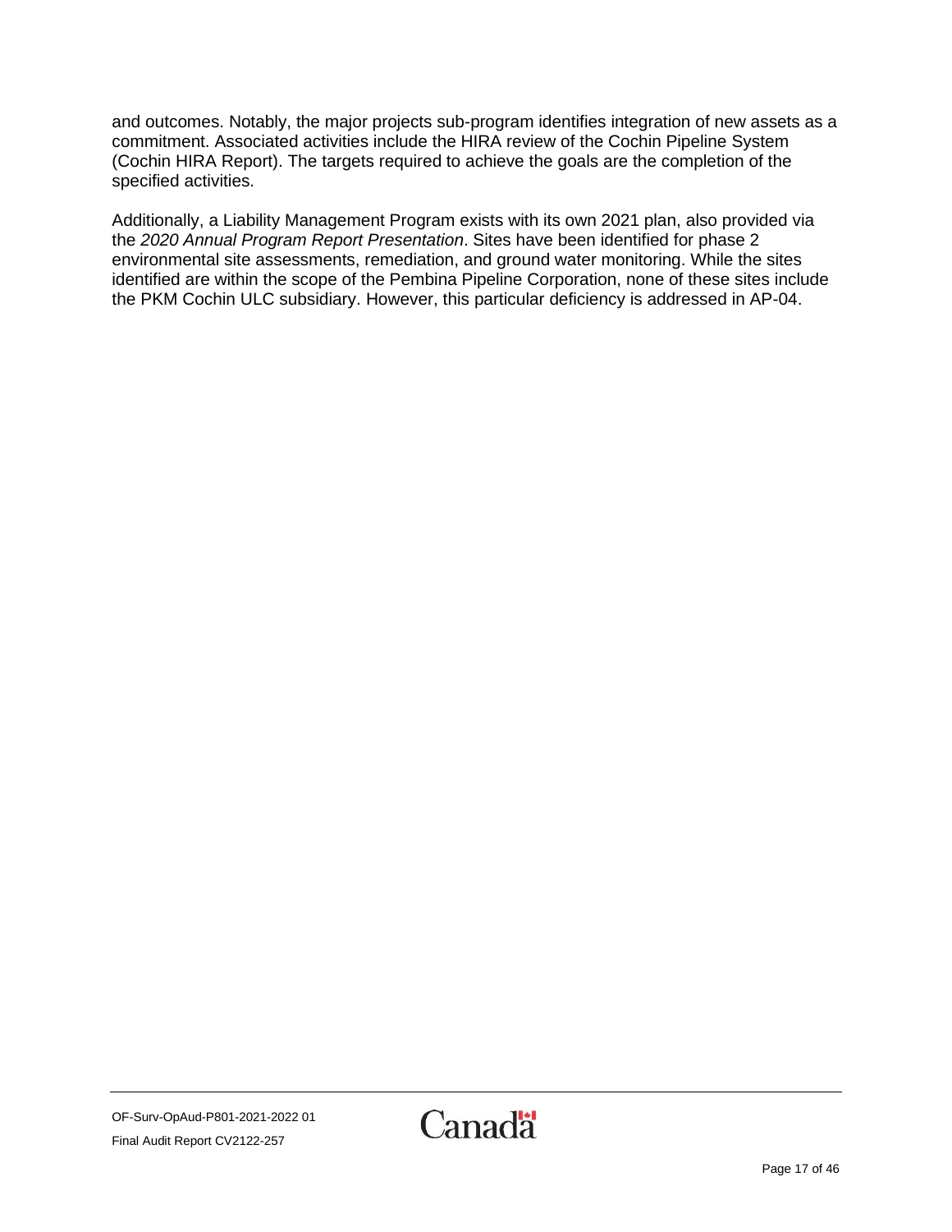and outcomes. Notably, the major projects sub-program identifies integration of new assets as a commitment. Associated activities include the HIRA review of the Cochin Pipeline System (Cochin HIRA Report). The targets required to achieve the goals are the completion of the specified activities.

Additionally, a Liability Management Program exists with its own 2021 plan, also provided via the *2020 Annual Program Report Presentation*. Sites have been identified for phase 2 environmental site assessments, remediation, and ground water monitoring. While the sites identified are within the scope of the Pembina Pipeline Corporation, none of these sites include the PKM Cochin ULC subsidiary. However, this particular deficiency is addressed in AP-04.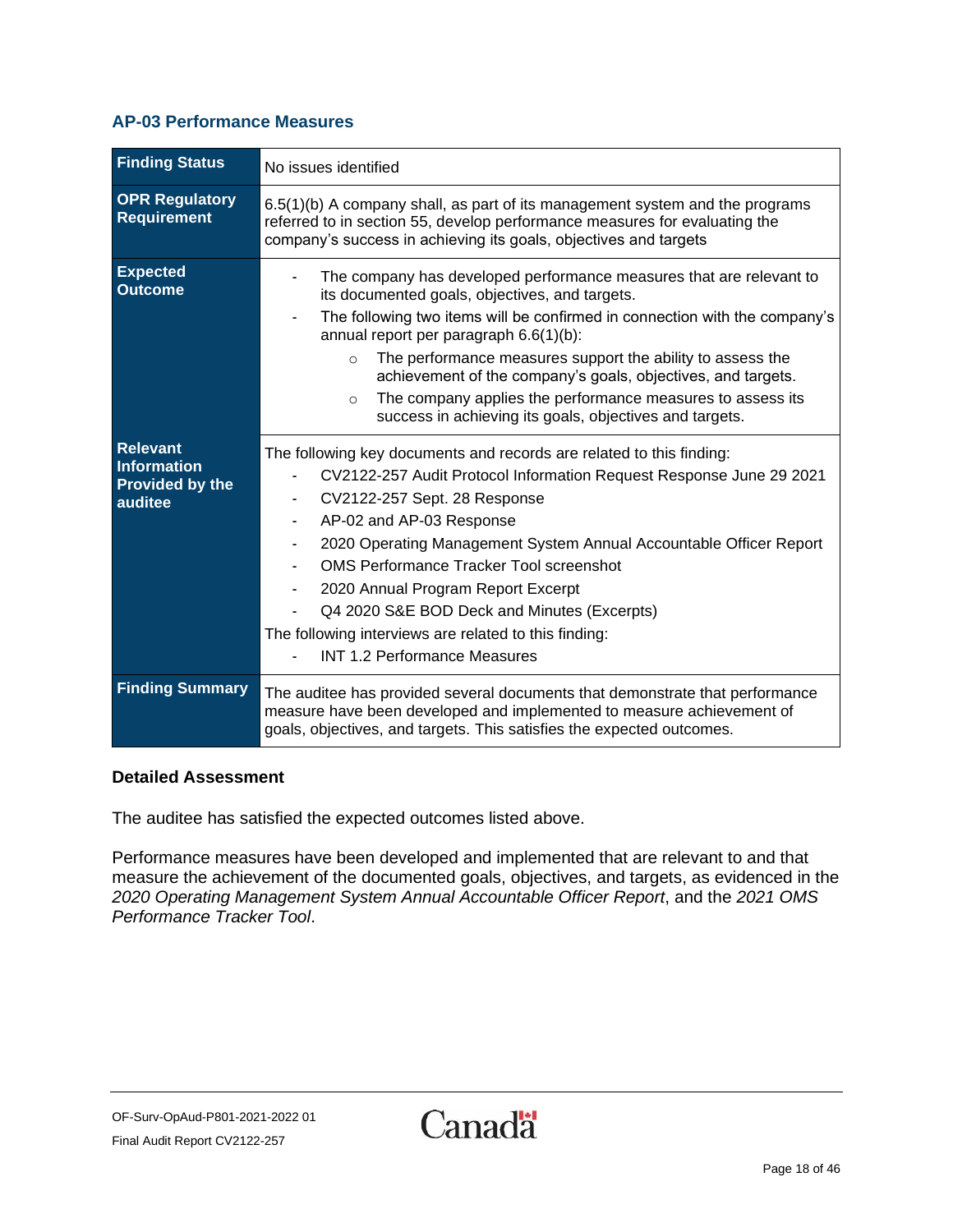### AP-03 Performance Measures

| | |
|---|---|
| **Finding Status** | No issues identified |
| **OPR Regulatory Requirement** | 6.5(1)(b) A company shall, as part of its management system and the programs referred to in section 55, develop performance measures for evaluating the company's success in achieving its goals, objectives and targets |
| **Expected Outcome** | - The company has developed performance measures that are relevant to its documented goals, objectives, and targets.<br>- The following two items will be confirmed in connection with the company's annual report per paragraph 6.6(1)(b):<br>&nbsp;&nbsp;&nbsp;&nbsp;○ The performance measures support the ability to assess the achievement of the company's goals, objectives, and targets.<br>&nbsp;&nbsp;&nbsp;&nbsp;○ The company applies the performance measures to assess its success in achieving its goals, objectives and targets. |
| **Relevant Information Provided by the auditee** | The following key documents and records are related to this finding:<br>- CV2122-257 Audit Protocol Information Request Response June 29 2021<br>- CV2122-257 Sept. 28 Response<br>- AP-02 and AP-03 Response<br>- 2020 Operating Management System Annual Accountable Officer Report<br>- OMS Performance Tracker Tool screenshot<br>- 2020 Annual Program Report Excerpt<br>- Q4 2020 S&E BOD Deck and Minutes (Excerpts)<br>The following interviews are related to this finding:<br>- INT 1.2 Performance Measures |
| **Finding Summary** | The auditee has provided several documents that demonstrate that performance measure have been developed and implemented to measure achievement of goals, objectives, and targets. This satisfies the expected outcomes. |

**Detailed Assessment**

The auditee has satisfied the expected outcomes listed above.

Performance measures have been developed and implemented that are relevant to and that measure the achievement of the documented goals, objectives, and targets, as evidenced in the *2020 Operating Management System Annual Accountable Officer Report*, and the *2021 OMS Performance Tracker Tool*.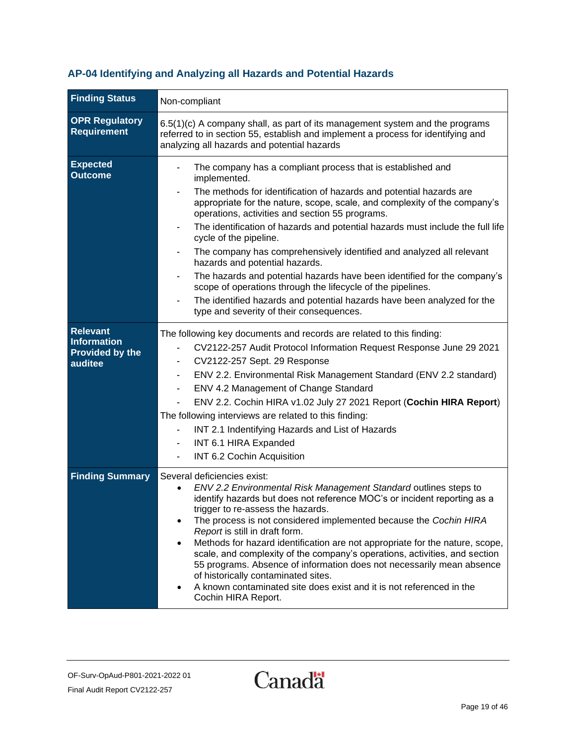## AP-04 Identifying and Analyzing all Hazards and Potential Hazards

| | |
|---|---|
| **Finding Status** | Non-compliant |
| **OPR Regulatory Requirement** | 6.5(1)(c) A company shall, as part of its management system and the programs referred to in section 55, establish and implement a process for identifying and analyzing all hazards and potential hazards |
| **Expected Outcome** | - The company has a compliant process that is established and implemented.<br>- The methods for identification of hazards and potential hazards are appropriate for the nature, scope, scale, and complexity of the company's operations, activities and section 55 programs.<br>- The identification of hazards and potential hazards must include the full life cycle of the pipeline.<br>- The company has comprehensively identified and analyzed all relevant hazards and potential hazards.<br>- The hazards and potential hazards have been identified for the company's scope of operations through the lifecycle of the pipelines.<br>- The identified hazards and potential hazards have been analyzed for the type and severity of their consequences. |
| **Relevant Information Provided by the auditee** | The following key documents and records are related to this finding:<br>- CV2122-257 Audit Protocol Information Request Response June 29 2021<br>- CV2122-257 Sept. 29 Response<br>- ENV 2.2. Environmental Risk Management Standard (ENV 2.2 standard)<br>- ENV 4.2 Management of Change Standard<br>- ENV 2.2. Cochin HIRA v1.02 July 27 2021 Report (**Cochin HIRA Report**)<br>The following interviews are related to this finding:<br>- INT 2.1 Indentifying Hazards and List of Hazards<br>- INT 6.1 HIRA Expanded<br>- INT 6.2 Cochin Acquisition |
| **Finding Summary** | Several deficiencies exist:<br>• *ENV 2.2 Environmental Risk Management Standard* outlines steps to identify hazards but does not reference MOC's or incident reporting as a trigger to re-assess the hazards.<br>• The process is not considered implemented because the *Cochin HIRA Report* is still in draft form.<br>• Methods for hazard identification are not appropriate for the nature, scope, scale, and complexity of the company's operations, activities, and section 55 programs. Absence of information does not necessarily mean absence of historically contaminated sites.<br>• A known contaminated site does exist and it is not referenced in the Cochin HIRA Report. |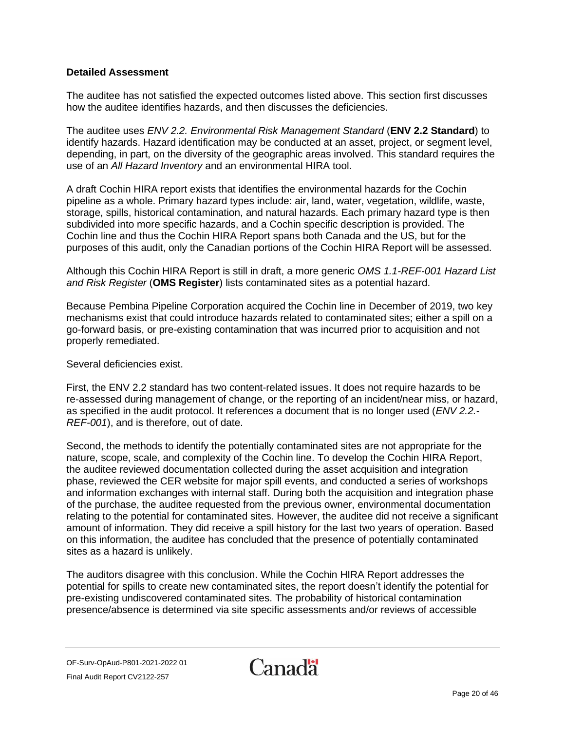**Detailed Assessment**

The auditee has not satisfied the expected outcomes listed above. This section first discusses how the auditee identifies hazards, and then discusses the deficiencies.

The auditee uses *ENV 2.2. Environmental Risk Management Standard* (**ENV 2.2 Standard**) to identify hazards. Hazard identification may be conducted at an asset, project, or segment level, depending, in part, on the diversity of the geographic areas involved. This standard requires the use of an *All Hazard Inventory* and an environmental HIRA tool.

A draft Cochin HIRA report exists that identifies the environmental hazards for the Cochin pipeline as a whole. Primary hazard types include: air, land, water, vegetation, wildlife, waste, storage, spills, historical contamination, and natural hazards. Each primary hazard type is then subdivided into more specific hazards, and a Cochin specific description is provided. The Cochin line and thus the Cochin HIRA Report spans both Canada and the US, but for the purposes of this audit, only the Canadian portions of the Cochin HIRA Report will be assessed.

Although this Cochin HIRA Report is still in draft, a more generic *OMS 1.1-REF-001 Hazard List and Risk Register* (**OMS Register**) lists contaminated sites as a potential hazard.

Because Pembina Pipeline Corporation acquired the Cochin line in December of 2019, two key mechanisms exist that could introduce hazards related to contaminated sites; either a spill on a go-forward basis, or pre-existing contamination that was incurred prior to acquisition and not properly remediated.

Several deficiencies exist.

First, the ENV 2.2 standard has two content-related issues. It does not require hazards to be re-assessed during management of change, or the reporting of an incident/near miss, or hazard, as specified in the audit protocol. It references a document that is no longer used (*ENV 2.2.-REF-001*), and is therefore, out of date.

Second, the methods to identify the potentially contaminated sites are not appropriate for the nature, scope, scale, and complexity of the Cochin line. To develop the Cochin HIRA Report, the auditee reviewed documentation collected during the asset acquisition and integration phase, reviewed the CER website for major spill events, and conducted a series of workshops and information exchanges with internal staff. During both the acquisition and integration phase of the purchase, the auditee requested from the previous owner, environmental documentation relating to the potential for contaminated sites. However, the auditee did not receive a significant amount of information. They did receive a spill history for the last two years of operation. Based on this information, the auditee has concluded that the presence of potentially contaminated sites as a hazard is unlikely.

The auditors disagree with this conclusion. While the Cochin HIRA Report addresses the potential for spills to create new contaminated sites, the report doesn't identify the potential for pre-existing undiscovered contaminated sites. The probability of historical contamination presence/absence is determined via site specific assessments and/or reviews of accessible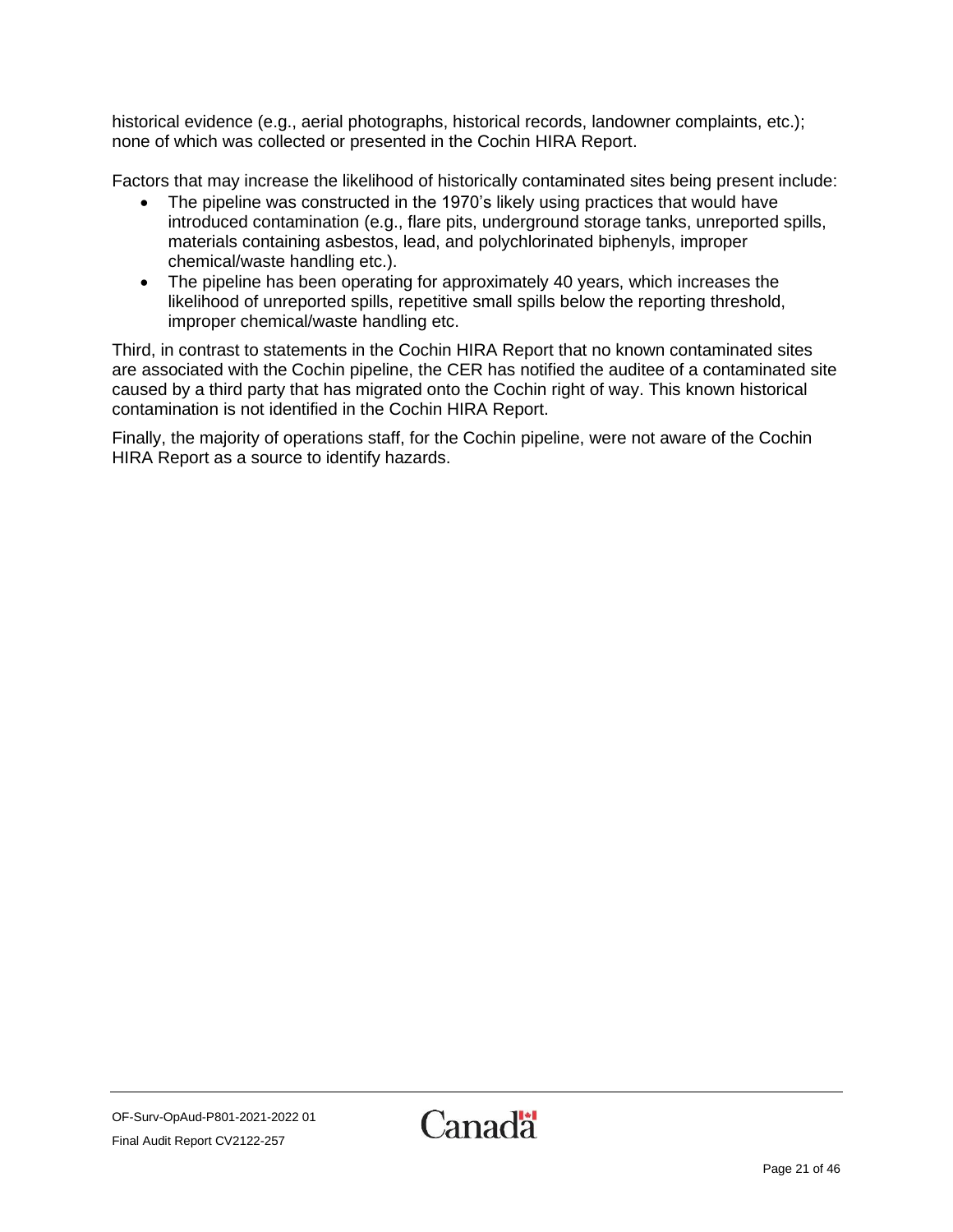historical evidence (e.g., aerial photographs, historical records, landowner complaints, etc.); none of which was collected or presented in the Cochin HIRA Report.

Factors that may increase the likelihood of historically contaminated sites being present include:

- The pipeline was constructed in the 1970's likely using practices that would have introduced contamination (e.g., flare pits, underground storage tanks, unreported spills, materials containing asbestos, lead, and polychlorinated biphenyls, improper chemical/waste handling etc.).
- The pipeline has been operating for approximately 40 years, which increases the likelihood of unreported spills, repetitive small spills below the reporting threshold, improper chemical/waste handling etc.

Third, in contrast to statements in the Cochin HIRA Report that no known contaminated sites are associated with the Cochin pipeline, the CER has notified the auditee of a contaminated site caused by a third party that has migrated onto the Cochin right of way. This known historical contamination is not identified in the Cochin HIRA Report.

Finally, the majority of operations staff, for the Cochin pipeline, were not aware of the Cochin HIRA Report as a source to identify hazards.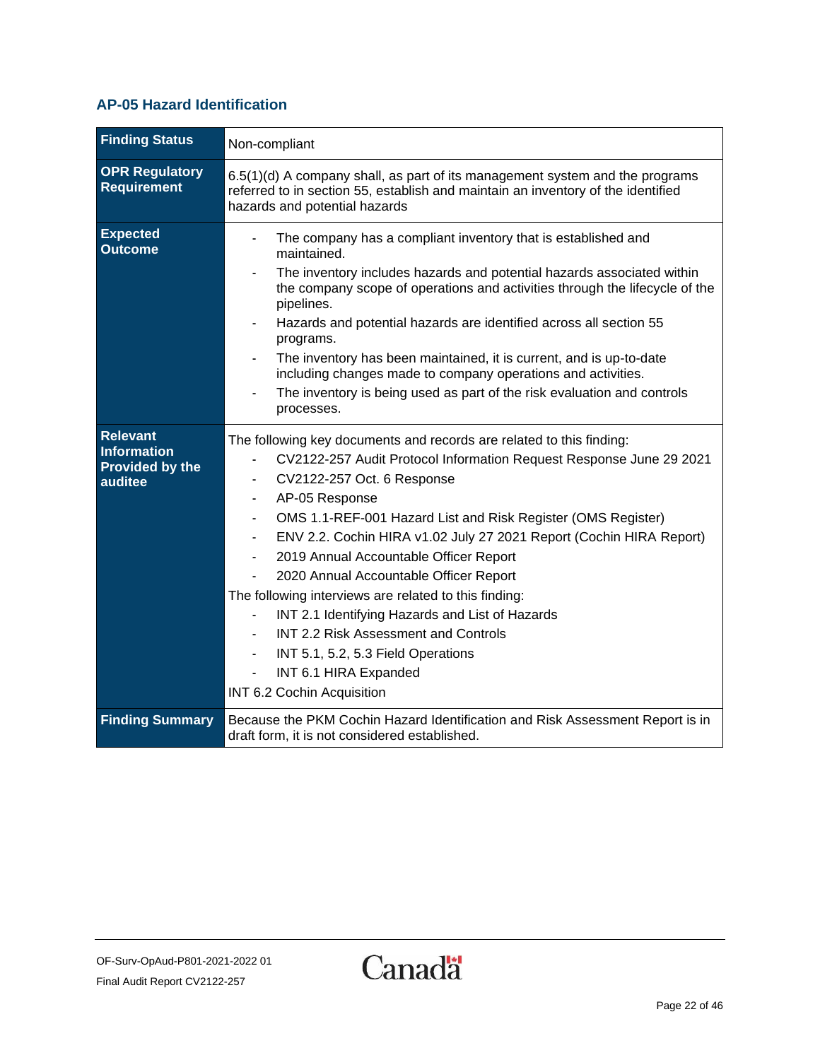### AP-05 Hazard Identification

| Finding Status | Non-compliant |
|---|---|
| **OPR Regulatory Requirement** | 6.5(1)(d) A company shall, as part of its management system and the programs referred to in section 55, establish and maintain an inventory of the identified hazards and potential hazards |
| **Expected Outcome** | - The company has a compliant inventory that is established and maintained.<br>- The inventory includes hazards and potential hazards associated within the company scope of operations and activities through the lifecycle of the pipelines.<br>- Hazards and potential hazards are identified across all section 55 programs.<br>- The inventory has been maintained, it is current, and is up-to-date including changes made to company operations and activities.<br>- The inventory is being used as part of the risk evaluation and controls processes. |
| **Relevant Information Provided by the auditee** | The following key documents and records are related to this finding:<br>- CV2122-257 Audit Protocol Information Request Response June 29 2021<br>- CV2122-257 Oct. 6 Response<br>- AP-05 Response<br>- OMS 1.1-REF-001 Hazard List and Risk Register (OMS Register)<br>- ENV 2.2. Cochin HIRA v1.02 July 27 2021 Report (Cochin HIRA Report)<br>- 2019 Annual Accountable Officer Report<br>- 2020 Annual Accountable Officer Report<br>The following interviews are related to this finding:<br>- INT 2.1 Identifying Hazards and List of Hazards<br>- INT 2.2 Risk Assessment and Controls<br>- INT 5.1, 5.2, 5.3 Field Operations<br>- INT 6.1 HIRA Expanded<br>INT 6.2 Cochin Acquisition |
| **Finding Summary** | Because the PKM Cochin Hazard Identification and Risk Assessment Report is in draft form, it is not considered established. |

OF-Surv-OpAud-P801-2021-2022 01
Final Audit Report CV2122-257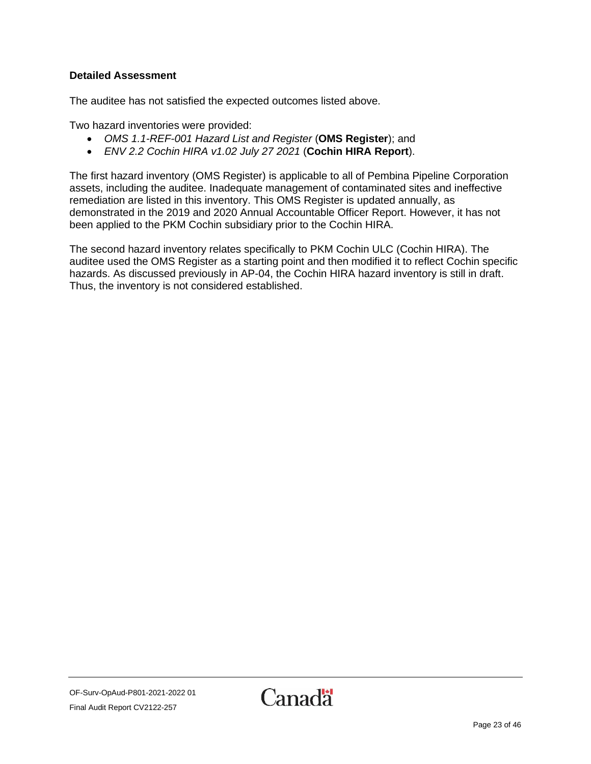### Detailed Assessment

The auditee has not satisfied the expected outcomes listed above.

Two hazard inventories were provided:

- *OMS 1.1-REF-001 Hazard List and Register* (**OMS Register**); and
- *ENV 2.2 Cochin HIRA v1.02 July 27 2021* (**Cochin HIRA Report**).

The first hazard inventory (OMS Register) is applicable to all of Pembina Pipeline Corporation assets, including the auditee. Inadequate management of contaminated sites and ineffective remediation are listed in this inventory. This OMS Register is updated annually, as demonstrated in the 2019 and 2020 Annual Accountable Officer Report. However, it has not been applied to the PKM Cochin subsidiary prior to the Cochin HIRA.

The second hazard inventory relates specifically to PKM Cochin ULC (Cochin HIRA). The auditee used the OMS Register as a starting point and then modified it to reflect Cochin specific hazards. As discussed previously in AP-04, the Cochin HIRA hazard inventory is still in draft. Thus, the inventory is not considered established.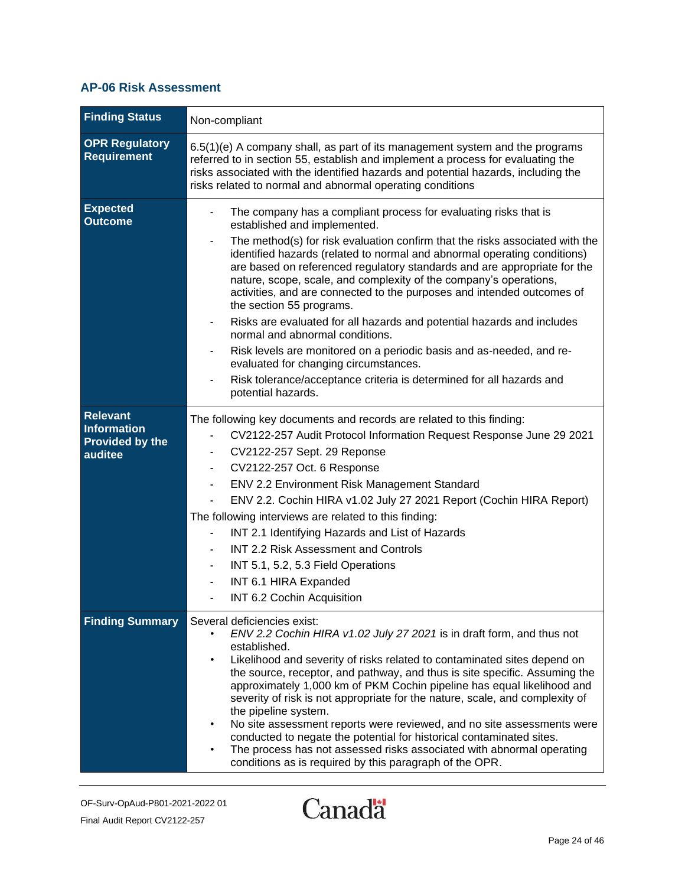### AP-06 Risk Assessment

| | |
|---|---|
| **Finding Status** | Non-compliant |
| **OPR Regulatory Requirement** | 6.5(1)(e) A company shall, as part of its management system and the programs referred to in section 55, establish and implement a process for evaluating the risks associated with the identified hazards and potential hazards, including the risks related to normal and abnormal operating conditions |
| **Expected Outcome** | - The company has a compliant process for evaluating risks that is established and implemented.<br>- The method(s) for risk evaluation confirm that the risks associated with the identified hazards (related to normal and abnormal operating conditions) are based on referenced regulatory standards and are appropriate for the nature, scope, scale, and complexity of the company's operations, activities, and are connected to the purposes and intended outcomes of the section 55 programs.<br>- Risks are evaluated for all hazards and potential hazards and includes normal and abnormal conditions.<br>- Risk levels are monitored on a periodic basis and as-needed, and re-evaluated for changing circumstances.<br>- Risk tolerance/acceptance criteria is determined for all hazards and potential hazards. |
| **Relevant Information Provided by the auditee** | The following key documents and records are related to this finding:<br>- CV2122-257 Audit Protocol Information Request Response June 29 2021<br>- CV2122-257 Sept. 29 Reponse<br>- CV2122-257 Oct. 6 Response<br>- ENV 2.2 Environment Risk Management Standard<br>- ENV 2.2. Cochin HIRA v1.02 July 27 2021 Report (Cochin HIRA Report)<br>The following interviews are related to this finding:<br>- INT 2.1 Identifying Hazards and List of Hazards<br>- INT 2.2 Risk Assessment and Controls<br>- INT 5.1, 5.2, 5.3 Field Operations<br>- INT 6.1 HIRA Expanded<br>- INT 6.2 Cochin Acquisition |
| **Finding Summary** | Several deficiencies exist:<br>• *ENV 2.2 Cochin HIRA v1.02 July 27 2021* is in draft form, and thus not established.<br>• Likelihood and severity of risks related to contaminated sites depend on the source, receptor, and pathway, and thus is site specific. Assuming the approximately 1,000 km of PKM Cochin pipeline has equal likelihood and severity of risk is not appropriate for the nature, scale, and complexity of the pipeline system.<br>• No site assessment reports were reviewed, and no site assessments were conducted to negate the potential for historical contaminated sites.<br>• The process has not assessed risks associated with abnormal operating conditions as is required by this paragraph of the OPR. |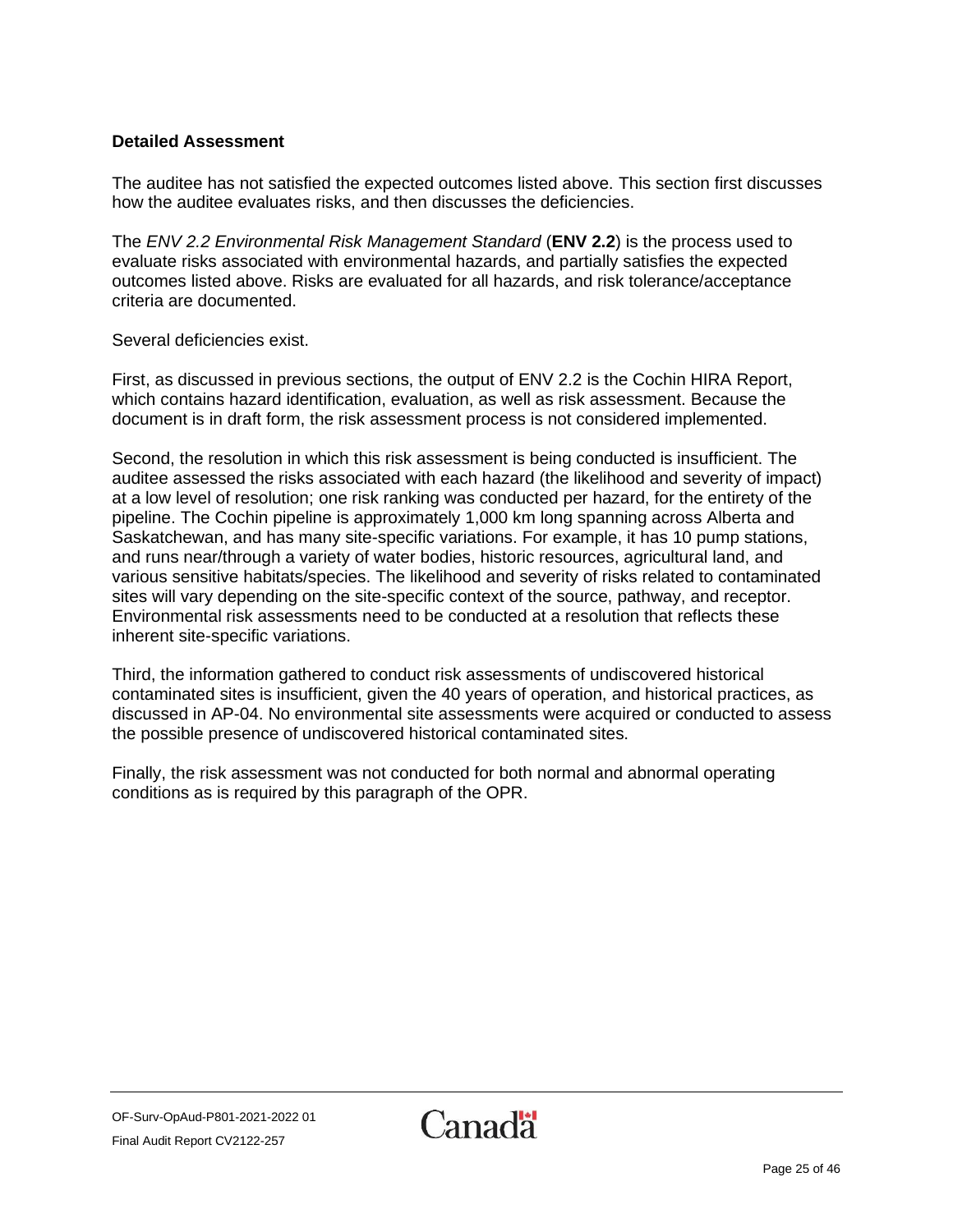**Detailed Assessment**

The auditee has not satisfied the expected outcomes listed above. This section first discusses how the auditee evaluates risks, and then discusses the deficiencies.

The *ENV 2.2 Environmental Risk Management Standard* (**ENV 2.2**) is the process used to evaluate risks associated with environmental hazards, and partially satisfies the expected outcomes listed above. Risks are evaluated for all hazards, and risk tolerance/acceptance criteria are documented.

Several deficiencies exist.

First, as discussed in previous sections, the output of ENV 2.2 is the Cochin HIRA Report, which contains hazard identification, evaluation, as well as risk assessment. Because the document is in draft form, the risk assessment process is not considered implemented.

Second, the resolution in which this risk assessment is being conducted is insufficient. The auditee assessed the risks associated with each hazard (the likelihood and severity of impact) at a low level of resolution; one risk ranking was conducted per hazard, for the entirety of the pipeline. The Cochin pipeline is approximately 1,000 km long spanning across Alberta and Saskatchewan, and has many site-specific variations. For example, it has 10 pump stations, and runs near/through a variety of water bodies, historic resources, agricultural land, and various sensitive habitats/species. The likelihood and severity of risks related to contaminated sites will vary depending on the site-specific context of the source, pathway, and receptor. Environmental risk assessments need to be conducted at a resolution that reflects these inherent site-specific variations.

Third, the information gathered to conduct risk assessments of undiscovered historical contaminated sites is insufficient, given the 40 years of operation, and historical practices, as discussed in AP-04. No environmental site assessments were acquired or conducted to assess the possible presence of undiscovered historical contaminated sites.

Finally, the risk assessment was not conducted for both normal and abnormal operating conditions as is required by this paragraph of the OPR.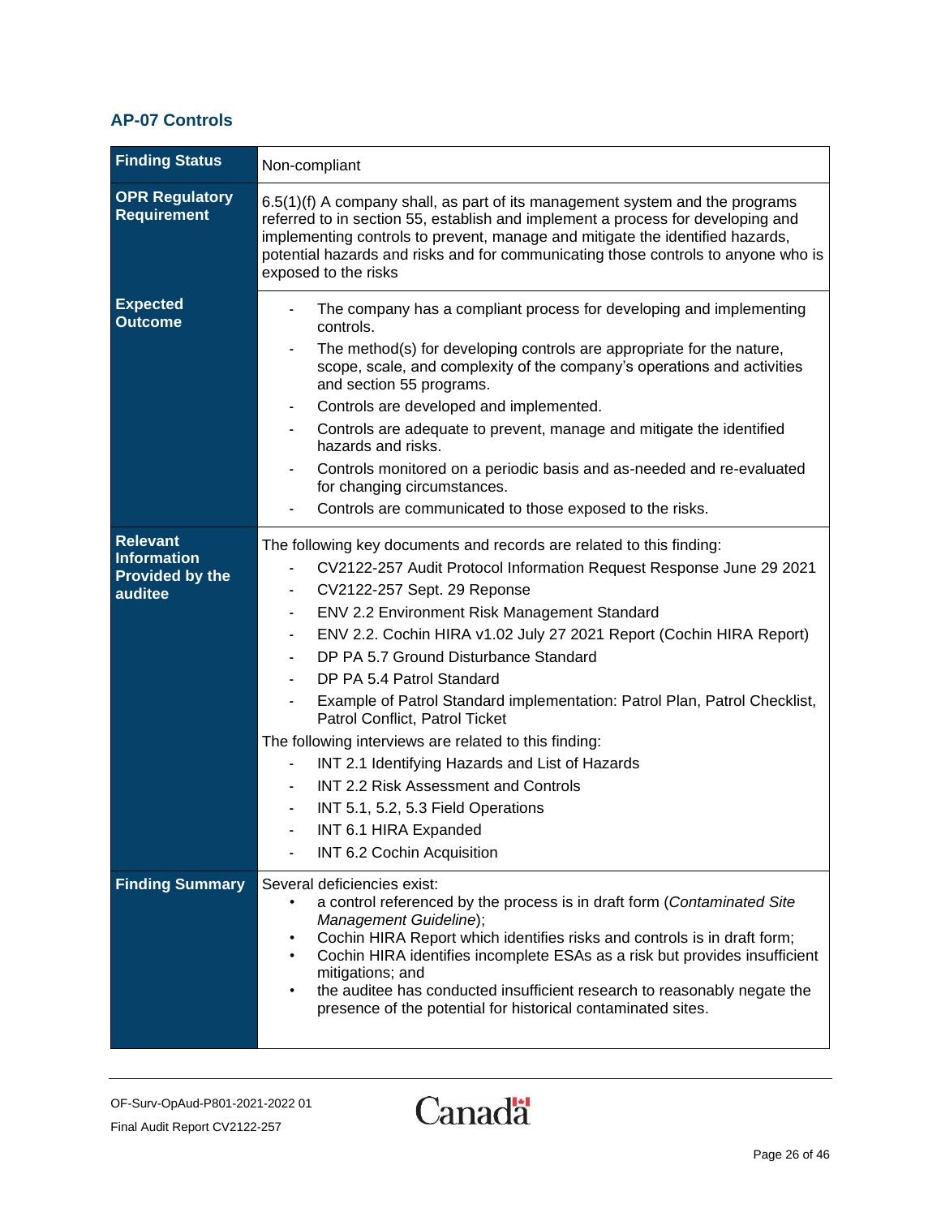## AP-07 Controls

| | |
|---|---|
| **Finding Status** | Non-compliant |
| **OPR Regulatory Requirement** | 6.5(1)(f) A company shall, as part of its management system and the programs referred to in section 55, establish and implement a process for developing and implementing controls to prevent, manage and mitigate the identified hazards, potential hazards and risks and for communicating those controls to anyone who is exposed to the risks |
| **Expected Outcome** | - The company has a compliant process for developing and implementing controls.<br>- The method(s) for developing controls are appropriate for the nature, scope, scale, and complexity of the company's operations and activities and section 55 programs.<br>- Controls are developed and implemented.<br>- Controls are adequate to prevent, manage and mitigate the identified hazards and risks.<br>- Controls monitored on a periodic basis and as-needed and re-evaluated for changing circumstances.<br>- Controls are communicated to those exposed to the risks. |
| **Relevant Information Provided by the auditee** | The following key documents and records are related to this finding:<br>- CV2122-257 Audit Protocol Information Request Response June 29 2021<br>- CV2122-257 Sept. 29 Reponse<br>- ENV 2.2 Environment Risk Management Standard<br>- ENV 2.2. Cochin HIRA v1.02 July 27 2021 Report (Cochin HIRA Report)<br>- DP PA 5.7 Ground Disturbance Standard<br>- DP PA 5.4 Patrol Standard<br>- Example of Patrol Standard implementation: Patrol Plan, Patrol Checklist, Patrol Conflict, Patrol Ticket<br><br>The following interviews are related to this finding:<br>- INT 2.1 Identifying Hazards and List of Hazards<br>- INT 2.2 Risk Assessment and Controls<br>- INT 5.1, 5.2, 5.3 Field Operations<br>- INT 6.1 HIRA Expanded<br>- INT 6.2 Cochin Acquisition |
| **Finding Summary** | Several deficiencies exist:<br>• a control referenced by the process is in draft form (*Contaminated Site Management Guideline*);<br>• Cochin HIRA Report which identifies risks and controls is in draft form;<br>• Cochin HIRA identifies incomplete ESAs as a risk but provides insufficient mitigations; and<br>• the auditee has conducted insufficient research to reasonably negate the presence of the potential for historical contaminated sites. |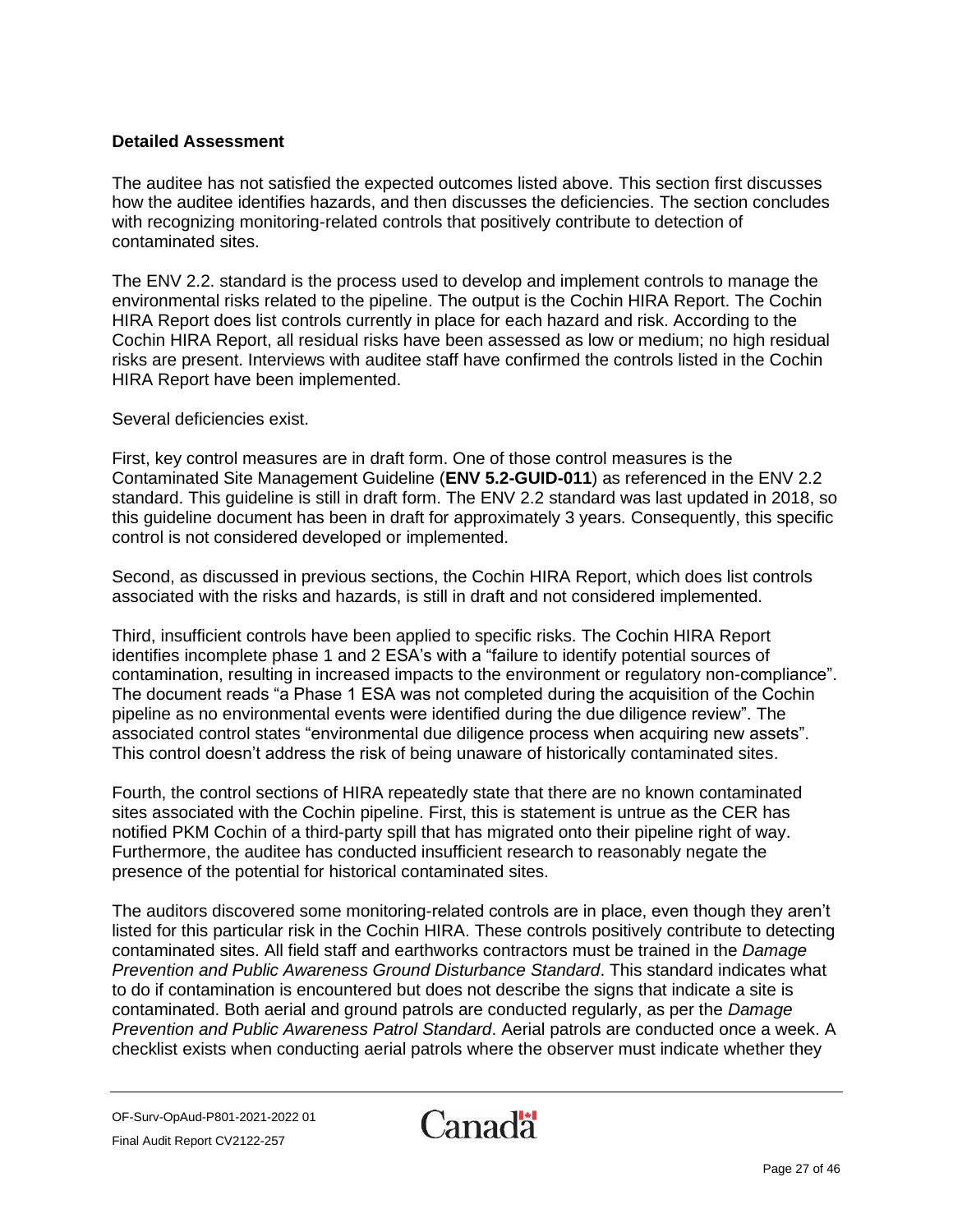### Detailed Assessment

The auditee has not satisfied the expected outcomes listed above. This section first discusses how the auditee identifies hazards, and then discusses the deficiencies. The section concludes with recognizing monitoring-related controls that positively contribute to detection of contaminated sites.

The ENV 2.2. standard is the process used to develop and implement controls to manage the environmental risks related to the pipeline. The output is the Cochin HIRA Report. The Cochin HIRA Report does list controls currently in place for each hazard and risk. According to the Cochin HIRA Report, all residual risks have been assessed as low or medium; no high residual risks are present. Interviews with auditee staff have confirmed the controls listed in the Cochin HIRA Report have been implemented.

Several deficiencies exist.

First, key control measures are in draft form. One of those control measures is the Contaminated Site Management Guideline (**ENV 5.2-GUID-011**) as referenced in the ENV 2.2 standard. This guideline is still in draft form. The ENV 2.2 standard was last updated in 2018, so this guideline document has been in draft for approximately 3 years. Consequently, this specific control is not considered developed or implemented.

Second, as discussed in previous sections, the Cochin HIRA Report, which does list controls associated with the risks and hazards, is still in draft and not considered implemented.

Third, insufficient controls have been applied to specific risks. The Cochin HIRA Report identifies incomplete phase 1 and 2 ESA's with a "failure to identify potential sources of contamination, resulting in increased impacts to the environment or regulatory non-compliance". The document reads "a Phase 1 ESA was not completed during the acquisition of the Cochin pipeline as no environmental events were identified during the due diligence review". The associated control states "environmental due diligence process when acquiring new assets". This control doesn't address the risk of being unaware of historically contaminated sites.

Fourth, the control sections of HIRA repeatedly state that there are no known contaminated sites associated with the Cochin pipeline. First, this is statement is untrue as the CER has notified PKM Cochin of a third-party spill that has migrated onto their pipeline right of way. Furthermore, the auditee has conducted insufficient research to reasonably negate the presence of the potential for historical contaminated sites.

The auditors discovered some monitoring-related controls are in place, even though they aren't listed for this particular risk in the Cochin HIRA. These controls positively contribute to detecting contaminated sites. All field staff and earthworks contractors must be trained in the *Damage Prevention and Public Awareness Ground Disturbance Standard*. This standard indicates what to do if contamination is encountered but does not describe the signs that indicate a site is contaminated. Both aerial and ground patrols are conducted regularly, as per the *Damage Prevention and Public Awareness Patrol Standard*. Aerial patrols are conducted once a week. A checklist exists when conducting aerial patrols where the observer must indicate whether they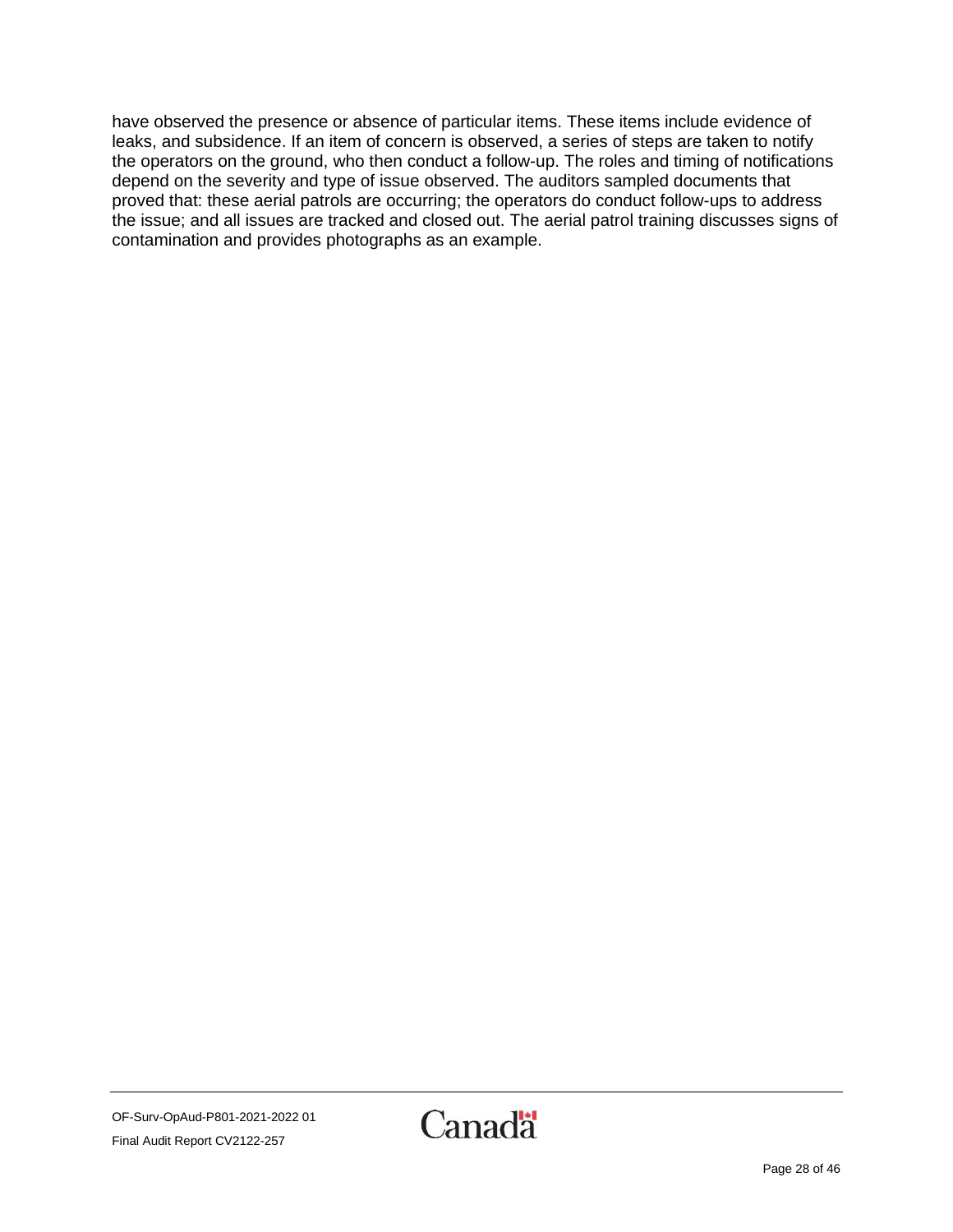have observed the presence or absence of particular items. These items include evidence of leaks, and subsidence. If an item of concern is observed, a series of steps are taken to notify the operators on the ground, who then conduct a follow-up. The roles and timing of notifications depend on the severity and type of issue observed. The auditors sampled documents that proved that: these aerial patrols are occurring; the operators do conduct follow-ups to address the issue; and all issues are tracked and closed out. The aerial patrol training discusses signs of contamination and provides photographs as an example.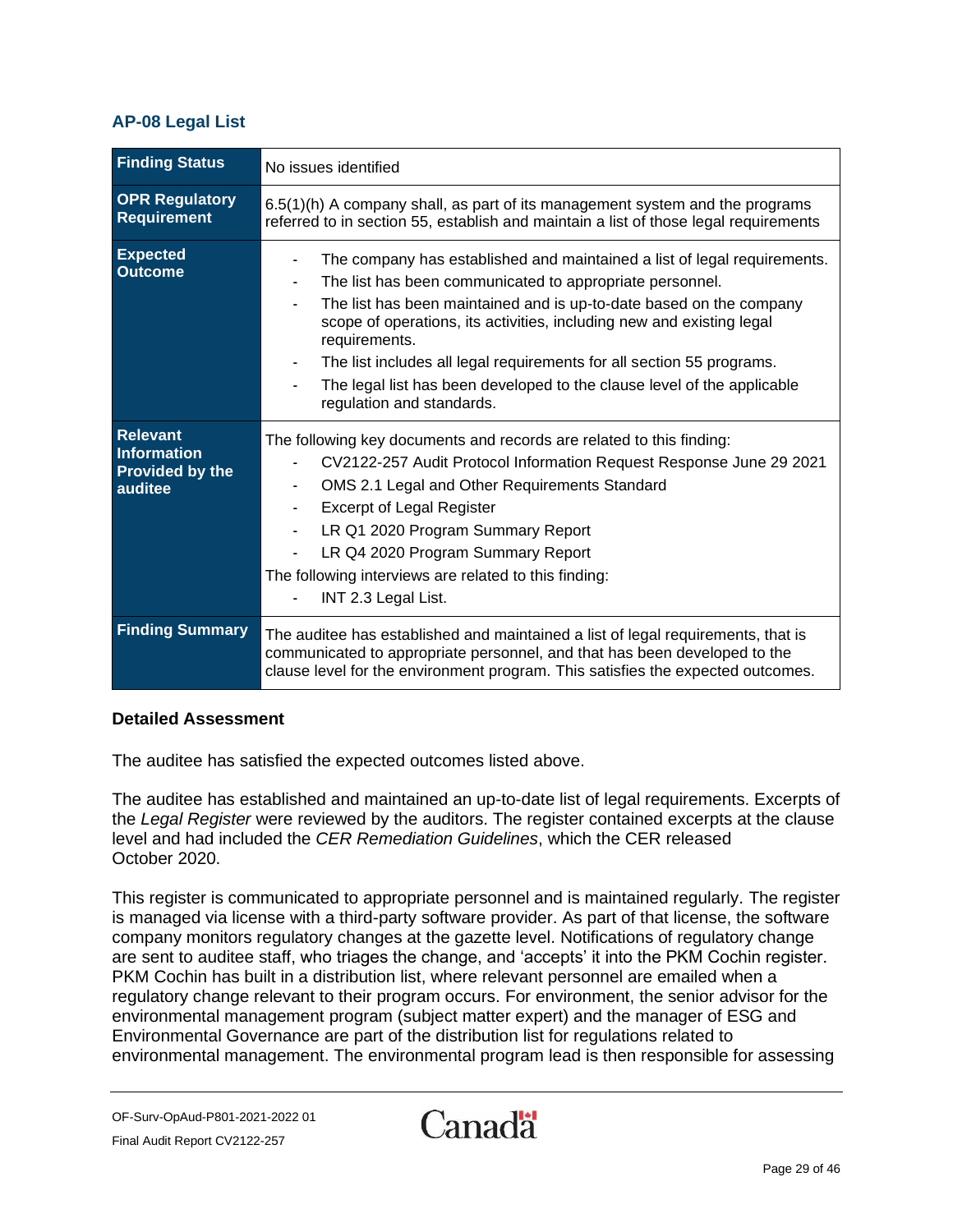### AP-08 Legal List

| Finding Status | No issues identified |
| --- | --- |
| **OPR Regulatory Requirement** | 6.5(1)(h) A company shall, as part of its management system and the programs referred to in section 55, establish and maintain a list of those legal requirements |
| **Expected Outcome** | - The company has established and maintained a list of legal requirements.<br>- The list has been communicated to appropriate personnel.<br>- The list has been maintained and is up-to-date based on the company scope of operations, its activities, including new and existing legal requirements.<br>- The list includes all legal requirements for all section 55 programs.<br>- The legal list has been developed to the clause level of the applicable regulation and standards. |
| **Relevant Information Provided by the auditee** | The following key documents and records are related to this finding:<br>- CV2122-257 Audit Protocol Information Request Response June 29 2021<br>- OMS 2.1 Legal and Other Requirements Standard<br>- Excerpt of Legal Register<br>- LR Q1 2020 Program Summary Report<br>- LR Q4 2020 Program Summary Report<br>The following interviews are related to this finding:<br>- INT 2.3 Legal List. |
| **Finding Summary** | The auditee has established and maintained a list of legal requirements, that is communicated to appropriate personnel, and that has been developed to the clause level for the environment program. This satisfies the expected outcomes. |

**Detailed Assessment**

The auditee has satisfied the expected outcomes listed above.

The auditee has established and maintained an up-to-date list of legal requirements. Excerpts of the *Legal Register* were reviewed by the auditors. The register contained excerpts at the clause level and had included the *CER Remediation Guidelines*, which the CER released October 2020.

This register is communicated to appropriate personnel and is maintained regularly. The register is managed via license with a third-party software provider. As part of that license, the software company monitors regulatory changes at the gazette level. Notifications of regulatory change are sent to auditee staff, who triages the change, and 'accepts' it into the PKM Cochin register. PKM Cochin has built in a distribution list, where relevant personnel are emailed when a regulatory change relevant to their program occurs. For environment, the senior advisor for the environmental management program (subject matter expert) and the manager of ESG and Environmental Governance are part of the distribution list for regulations related to environmental management. The environmental program lead is then responsible for assessing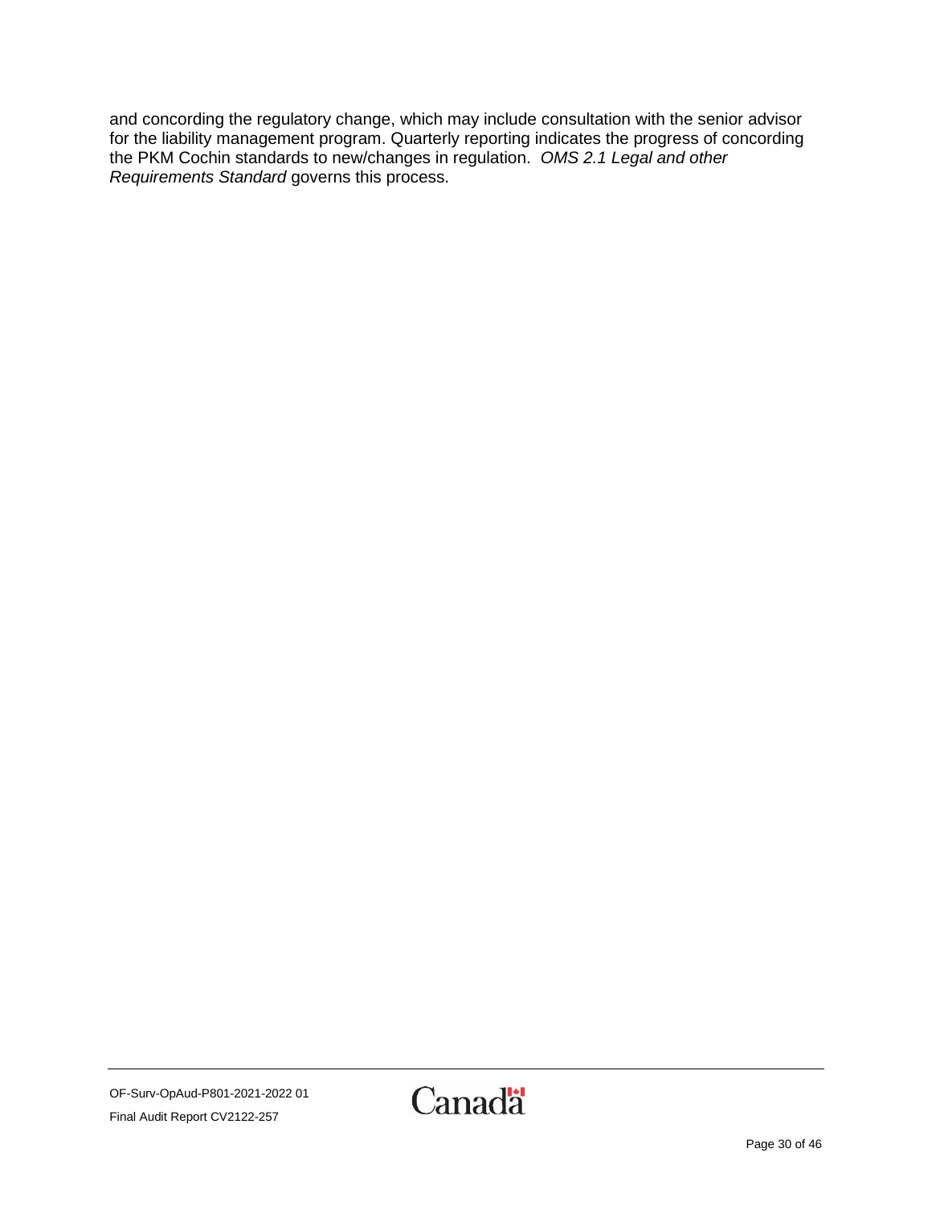and concording the regulatory change, which may include consultation with the senior advisor for the liability management program. Quarterly reporting indicates the progress of concording the PKM Cochin standards to new/changes in regulation. *OMS 2.1 Legal and other Requirements Standard* governs this process.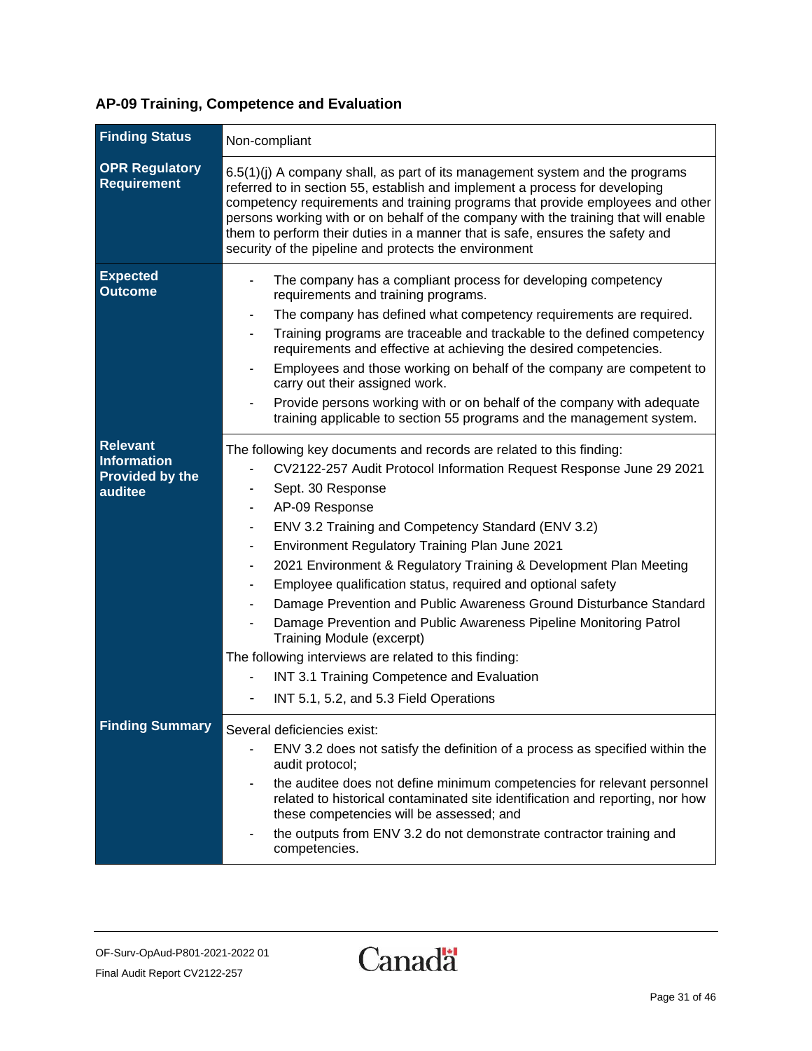## AP-09 Training, Competence and Evaluation

| | |
|---|---|
| **Finding Status** | Non-compliant |
| **OPR Regulatory Requirement** | 6.5(1)(j) A company shall, as part of its management system and the programs referred to in section 55, establish and implement a process for developing competency requirements and training programs that provide employees and other persons working with or on behalf of the company with the training that will enable them to perform their duties in a manner that is safe, ensures the safety and security of the pipeline and protects the environment |
| **Expected Outcome** | - The company has a compliant process for developing competency requirements and training programs.<br>- The company has defined what competency requirements are required.<br>- Training programs are traceable and trackable to the defined competency requirements and effective at achieving the desired competencies.<br>- Employees and those working on behalf of the company are competent to carry out their assigned work.<br>- Provide persons working with or on behalf of the company with adequate training applicable to section 55 programs and the management system. |
| **Relevant Information Provided by the auditee** | The following key documents and records are related to this finding:<br>- CV2122-257 Audit Protocol Information Request Response June 29 2021<br>- Sept. 30 Response<br>- AP-09 Response<br>- ENV 3.2 Training and Competency Standard (ENV 3.2)<br>- Environment Regulatory Training Plan June 2021<br>- 2021 Environment & Regulatory Training & Development Plan Meeting<br>- Employee qualification status, required and optional safety<br>- Damage Prevention and Public Awareness Ground Disturbance Standard<br>- Damage Prevention and Public Awareness Pipeline Monitoring Patrol Training Module (excerpt)<br>The following interviews are related to this finding:<br>- INT 3.1 Training Competence and Evaluation<br>- INT 5.1, 5.2, and 5.3 Field Operations |
| **Finding Summary** | Several deficiencies exist:<br>- ENV 3.2 does not satisfy the definition of a process as specified within the audit protocol;<br>- the auditee does not define minimum competencies for relevant personnel related to historical contaminated site identification and reporting, nor how these competencies will be assessed; and<br>- the outputs from ENV 3.2 do not demonstrate contractor training and competencies. |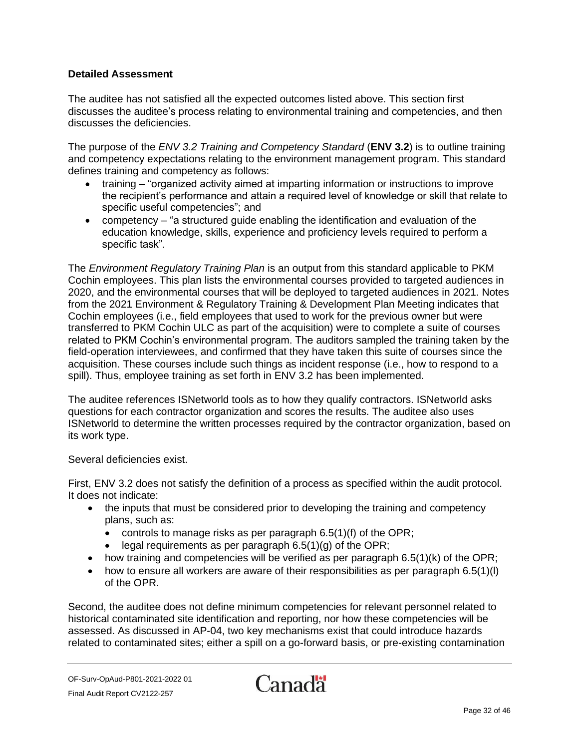**Detailed Assessment**

The auditee has not satisfied all the expected outcomes listed above. This section first discusses the auditee's process relating to environmental training and competencies, and then discusses the deficiencies.

The purpose of the *ENV 3.2 Training and Competency Standard* (**ENV 3.2**) is to outline training and competency expectations relating to the environment management program. This standard defines training and competency as follows:

- training – "organized activity aimed at imparting information or instructions to improve the recipient's performance and attain a required level of knowledge or skill that relate to specific useful competencies"; and
- competency – "a structured guide enabling the identification and evaluation of the education knowledge, skills, experience and proficiency levels required to perform a specific task".

The *Environment Regulatory Training Plan* is an output from this standard applicable to PKM Cochin employees. This plan lists the environmental courses provided to targeted audiences in 2020, and the environmental courses that will be deployed to targeted audiences in 2021. Notes from the 2021 Environment & Regulatory Training & Development Plan Meeting indicates that Cochin employees (i.e., field employees that used to work for the previous owner but were transferred to PKM Cochin ULC as part of the acquisition) were to complete a suite of courses related to PKM Cochin's environmental program. The auditors sampled the training taken by the field-operation interviewees, and confirmed that they have taken this suite of courses since the acquisition. These courses include such things as incident response (i.e., how to respond to a spill). Thus, employee training as set forth in ENV 3.2 has been implemented.

The auditee references ISNetworld tools as to how they qualify contractors. ISNetworld asks questions for each contractor organization and scores the results. The auditee also uses ISNetworld to determine the written processes required by the contractor organization, based on its work type.

Several deficiencies exist.

First, ENV 3.2 does not satisfy the definition of a process as specified within the audit protocol. It does not indicate:

- the inputs that must be considered prior to developing the training and competency plans, such as:
  - controls to manage risks as per paragraph 6.5(1)(f) of the OPR;
  - legal requirements as per paragraph 6.5(1)(g) of the OPR;
- how training and competencies will be verified as per paragraph 6.5(1)(k) of the OPR;
- how to ensure all workers are aware of their responsibilities as per paragraph 6.5(1)(l) of the OPR.

Second, the auditee does not define minimum competencies for relevant personnel related to historical contaminated site identification and reporting, nor how these competencies will be assessed. As discussed in AP-04, two key mechanisms exist that could introduce hazards related to contaminated sites; either a spill on a go-forward basis, or pre-existing contamination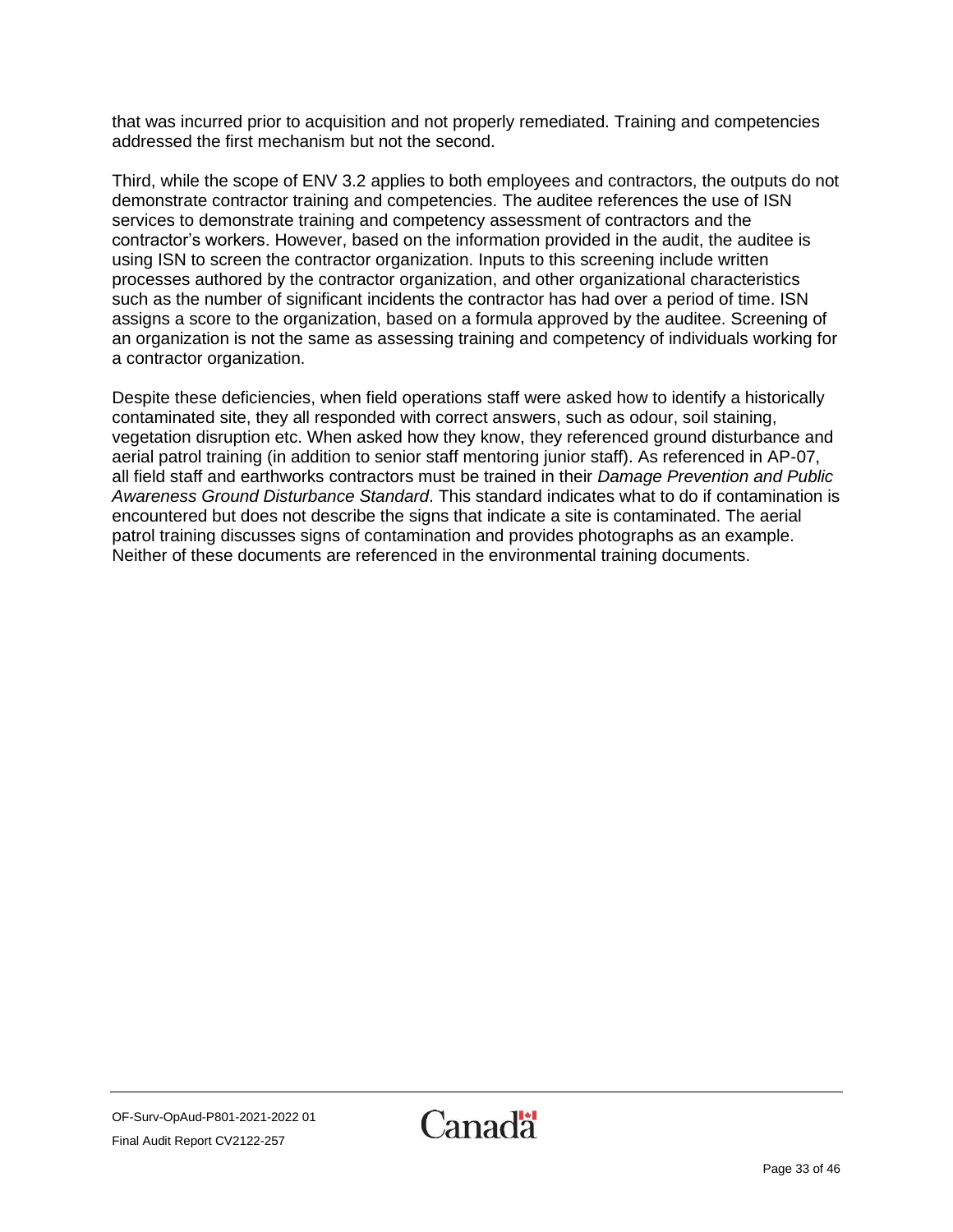that was incurred prior to acquisition and not properly remediated. Training and competencies addressed the first mechanism but not the second.

Third, while the scope of ENV 3.2 applies to both employees and contractors, the outputs do not demonstrate contractor training and competencies. The auditee references the use of ISN services to demonstrate training and competency assessment of contractors and the contractor's workers. However, based on the information provided in the audit, the auditee is using ISN to screen the contractor organization. Inputs to this screening include written processes authored by the contractor organization, and other organizational characteristics such as the number of significant incidents the contractor has had over a period of time. ISN assigns a score to the organization, based on a formula approved by the auditee. Screening of an organization is not the same as assessing training and competency of individuals working for a contractor organization.

Despite these deficiencies, when field operations staff were asked how to identify a historically contaminated site, they all responded with correct answers, such as odour, soil staining, vegetation disruption etc. When asked how they know, they referenced ground disturbance and aerial patrol training (in addition to senior staff mentoring junior staff). As referenced in AP-07, all field staff and earthworks contractors must be trained in their *Damage Prevention and Public Awareness Ground Disturbance Standard*. This standard indicates what to do if contamination is encountered but does not describe the signs that indicate a site is contaminated. The aerial patrol training discusses signs of contamination and provides photographs as an example. Neither of these documents are referenced in the environmental training documents.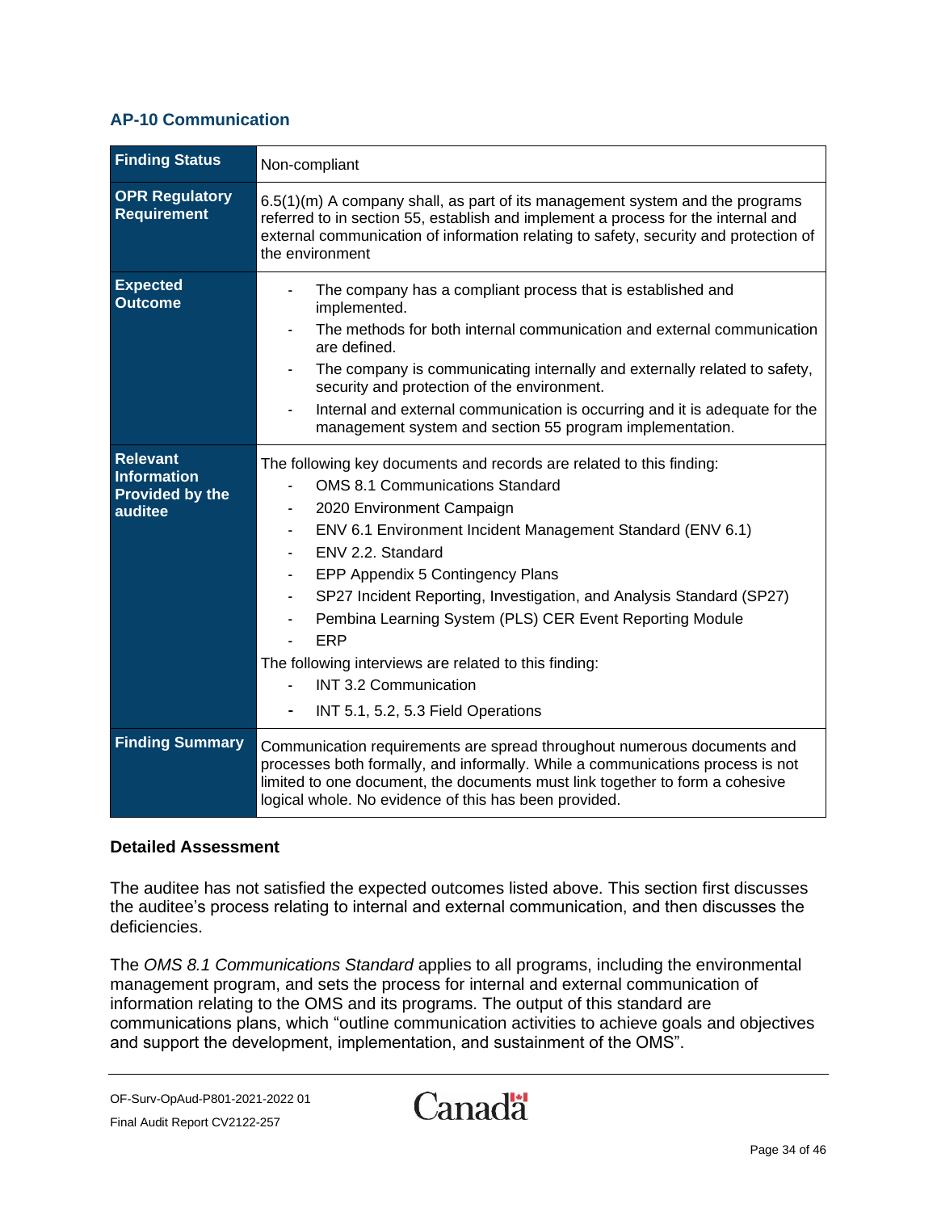### AP-10 Communication

| Finding Status | Non-compliant |
|---|---|
| **OPR Regulatory Requirement** | 6.5(1)(m) A company shall, as part of its management system and the programs referred to in section 55, establish and implement a process for the internal and external communication of information relating to safety, security and protection of the environment |
| **Expected Outcome** | - The company has a compliant process that is established and implemented.<br>- The methods for both internal communication and external communication are defined.<br>- The company is communicating internally and externally related to safety, security and protection of the environment.<br>- Internal and external communication is occurring and it is adequate for the management system and section 55 program implementation. |
| **Relevant Information Provided by the auditee** | The following key documents and records are related to this finding:<br>- OMS 8.1 Communications Standard<br>- 2020 Environment Campaign<br>- ENV 6.1 Environment Incident Management Standard (ENV 6.1)<br>- ENV 2.2. Standard<br>- EPP Appendix 5 Contingency Plans<br>- SP27 Incident Reporting, Investigation, and Analysis Standard (SP27)<br>- Pembina Learning System (PLS) CER Event Reporting Module<br>- ERP<br>The following interviews are related to this finding:<br>- INT 3.2 Communication<br>- INT 5.1, 5.2, 5.3 Field Operations |
| **Finding Summary** | Communication requirements are spread throughout numerous documents and processes both formally, and informally. While a communications process is not limited to one document, the documents must link together to form a cohesive logical whole. No evidence of this has been provided. |

**Detailed Assessment**

The auditee has not satisfied the expected outcomes listed above. This section first discusses the auditee's process relating to internal and external communication, and then discusses the deficiencies.

The *OMS 8.1 Communications Standard* applies to all programs, including the environmental management program, and sets the process for internal and external communication of information relating to the OMS and its programs. The output of this standard are communications plans, which "outline communication activities to achieve goals and objectives and support the development, implementation, and sustainment of the OMS".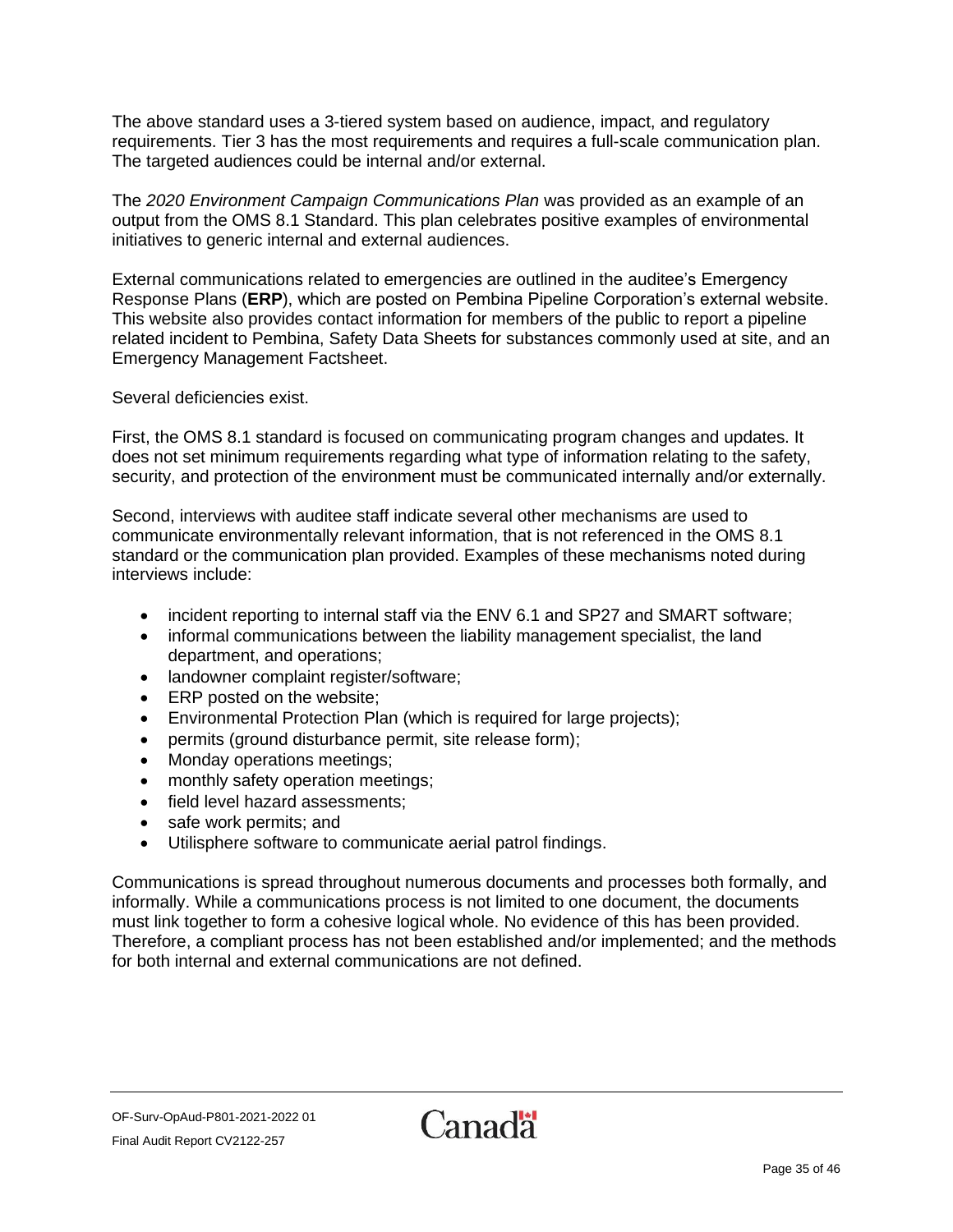The above standard uses a 3-tiered system based on audience, impact, and regulatory requirements. Tier 3 has the most requirements and requires a full-scale communication plan. The targeted audiences could be internal and/or external.

The *2020 Environment Campaign Communications Plan* was provided as an example of an output from the OMS 8.1 Standard. This plan celebrates positive examples of environmental initiatives to generic internal and external audiences.

External communications related to emergencies are outlined in the auditee's Emergency Response Plans (**ERP**), which are posted on Pembina Pipeline Corporation's external website. This website also provides contact information for members of the public to report a pipeline related incident to Pembina, Safety Data Sheets for substances commonly used at site, and an Emergency Management Factsheet.

Several deficiencies exist.

First, the OMS 8.1 standard is focused on communicating program changes and updates. It does not set minimum requirements regarding what type of information relating to the safety, security, and protection of the environment must be communicated internally and/or externally.

Second, interviews with auditee staff indicate several other mechanisms are used to communicate environmentally relevant information, that is not referenced in the OMS 8.1 standard or the communication plan provided. Examples of these mechanisms noted during interviews include:

- incident reporting to internal staff via the ENV 6.1 and SP27 and SMART software;
- informal communications between the liability management specialist, the land department, and operations;
- landowner complaint register/software;
- ERP posted on the website;
- Environmental Protection Plan (which is required for large projects);
- permits (ground disturbance permit, site release form);
- Monday operations meetings;
- monthly safety operation meetings;
- field level hazard assessments;
- safe work permits; and
- Utilisphere software to communicate aerial patrol findings.

Communications is spread throughout numerous documents and processes both formally, and informally. While a communications process is not limited to one document, the documents must link together to form a cohesive logical whole. No evidence of this has been provided. Therefore, a compliant process has not been established and/or implemented; and the methods for both internal and external communications are not defined.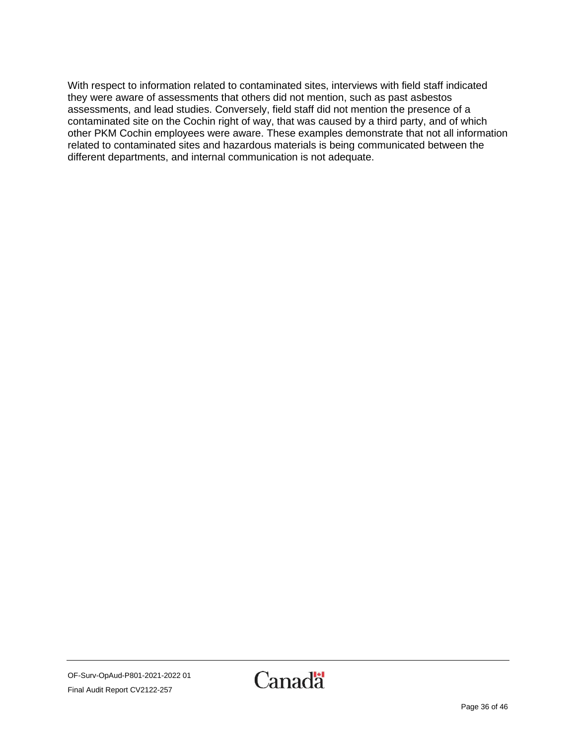With respect to information related to contaminated sites, interviews with field staff indicated they were aware of assessments that others did not mention, such as past asbestos assessments, and lead studies. Conversely, field staff did not mention the presence of a contaminated site on the Cochin right of way, that was caused by a third party, and of which other PKM Cochin employees were aware. These examples demonstrate that not all information related to contaminated sites and hazardous materials is being communicated between the different departments, and internal communication is not adequate.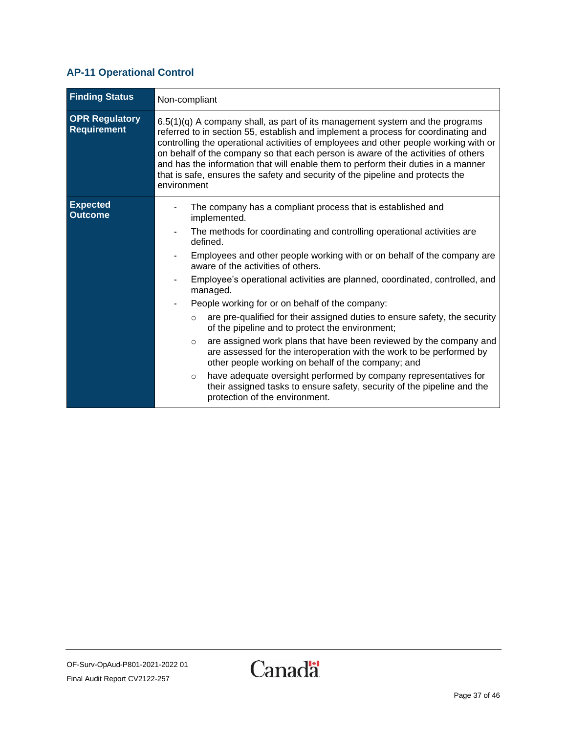## AP-11 Operational Control

| Finding Status | Non-compliant |
|---|---|
| **OPR Regulatory Requirement** | 6.5(1)(q) A company shall, as part of its management system and the programs referred to in section 55, establish and implement a process for coordinating and controlling the operational activities of employees and other people working with or on behalf of the company so that each person is aware of the activities of others and has the information that will enable them to perform their duties in a manner that is safe, ensures the safety and security of the pipeline and protects the environment |
| **Expected Outcome** | - The company has a compliant process that is established and implemented.<br>- The methods for coordinating and controlling operational activities are defined.<br>- Employees and other people working with or on behalf of the company are aware of the activities of others.<br>- Employee's operational activities are planned, coordinated, controlled, and managed.<br>- People working for or on behalf of the company:<br>&nbsp;&nbsp;○ are pre-qualified for their assigned duties to ensure safety, the security of the pipeline and to protect the environment;<br>&nbsp;&nbsp;○ are assigned work plans that have been reviewed by the company and are assessed for the interoperation with the work to be performed by other people working on behalf of the company; and<br>&nbsp;&nbsp;○ have adequate oversight performed by company representatives for their assigned tasks to ensure safety, security of the pipeline and the protection of the environment. |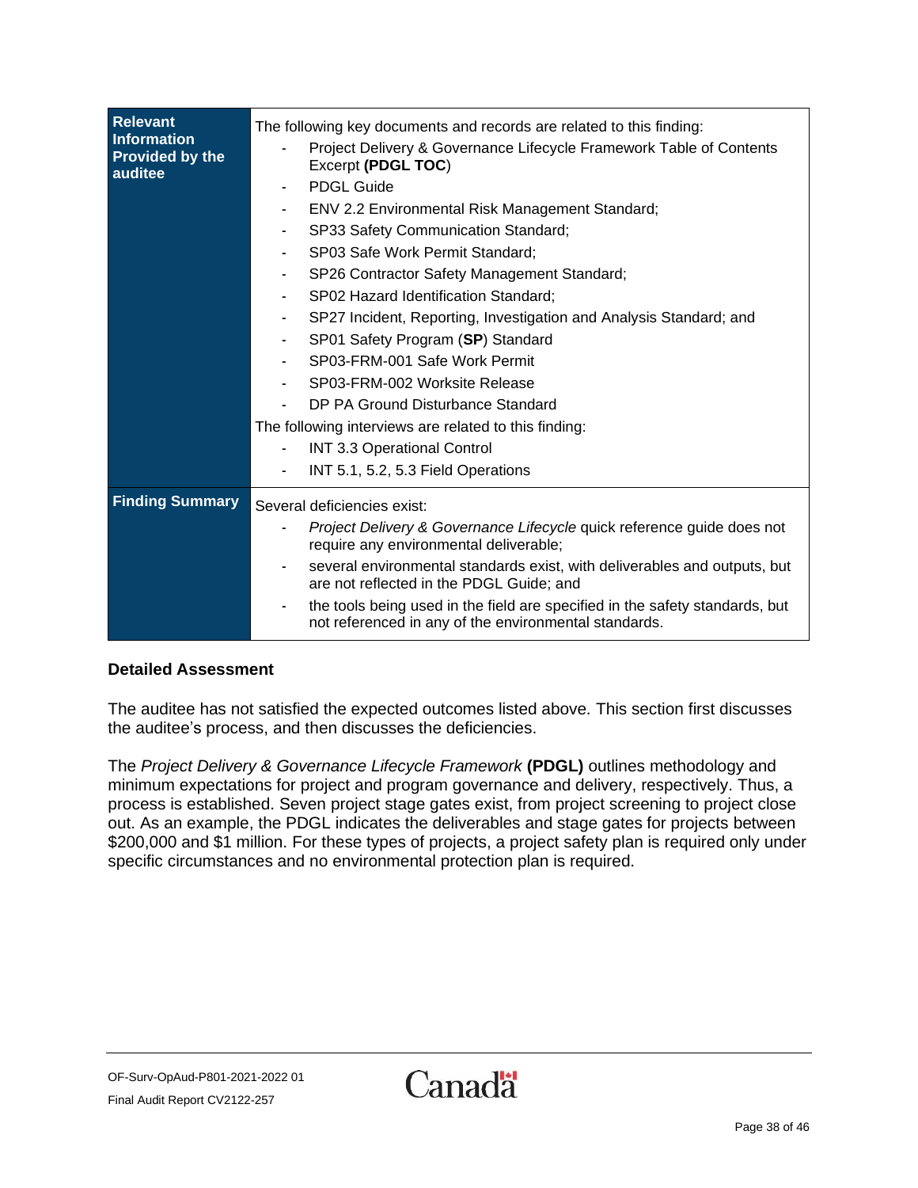| **Relevant Information Provided by the auditee** | The following key documents and records are related to this finding:<br>- Project Delivery & Governance Lifecycle Framework Table of Contents Excerpt **(PDGL TOC)**<br>- PDGL Guide<br>- ENV 2.2 Environmental Risk Management Standard;<br>- SP33 Safety Communication Standard;<br>- SP03 Safe Work Permit Standard;<br>- SP26 Contractor Safety Management Standard;<br>- SP02 Hazard Identification Standard;<br>- SP27 Incident, Reporting, Investigation and Analysis Standard; and<br>- SP01 Safety Program (**SP**) Standard<br>- SP03-FRM-001 Safe Work Permit<br>- SP03-FRM-002 Worksite Release<br>- DP PA Ground Disturbance Standard<br>The following interviews are related to this finding:<br>- INT 3.3 Operational Control<br>- INT 5.1, 5.2, 5.3 Field Operations |
|---|---|
| **Finding Summary** | Several deficiencies exist:<br>- *Project Delivery & Governance Lifecycle* quick reference guide does not require any environmental deliverable;<br>- several environmental standards exist, with deliverables and outputs, but are not reflected in the PDGL Guide; and<br>- the tools being used in the field are specified in the safety standards, but not referenced in any of the environmental standards. |

**Detailed Assessment**

The auditee has not satisfied the expected outcomes listed above. This section first discusses the auditee's process, and then discusses the deficiencies.

The *Project Delivery & Governance Lifecycle Framework* **(PDGL)** outlines methodology and minimum expectations for project and program governance and delivery, respectively. Thus, a process is established. Seven project stage gates exist, from project screening to project close out. As an example, the PDGL indicates the deliverables and stage gates for projects between $200,000 and $1 million. For these types of projects, a project safety plan is required only under specific circumstances and no environmental protection plan is required.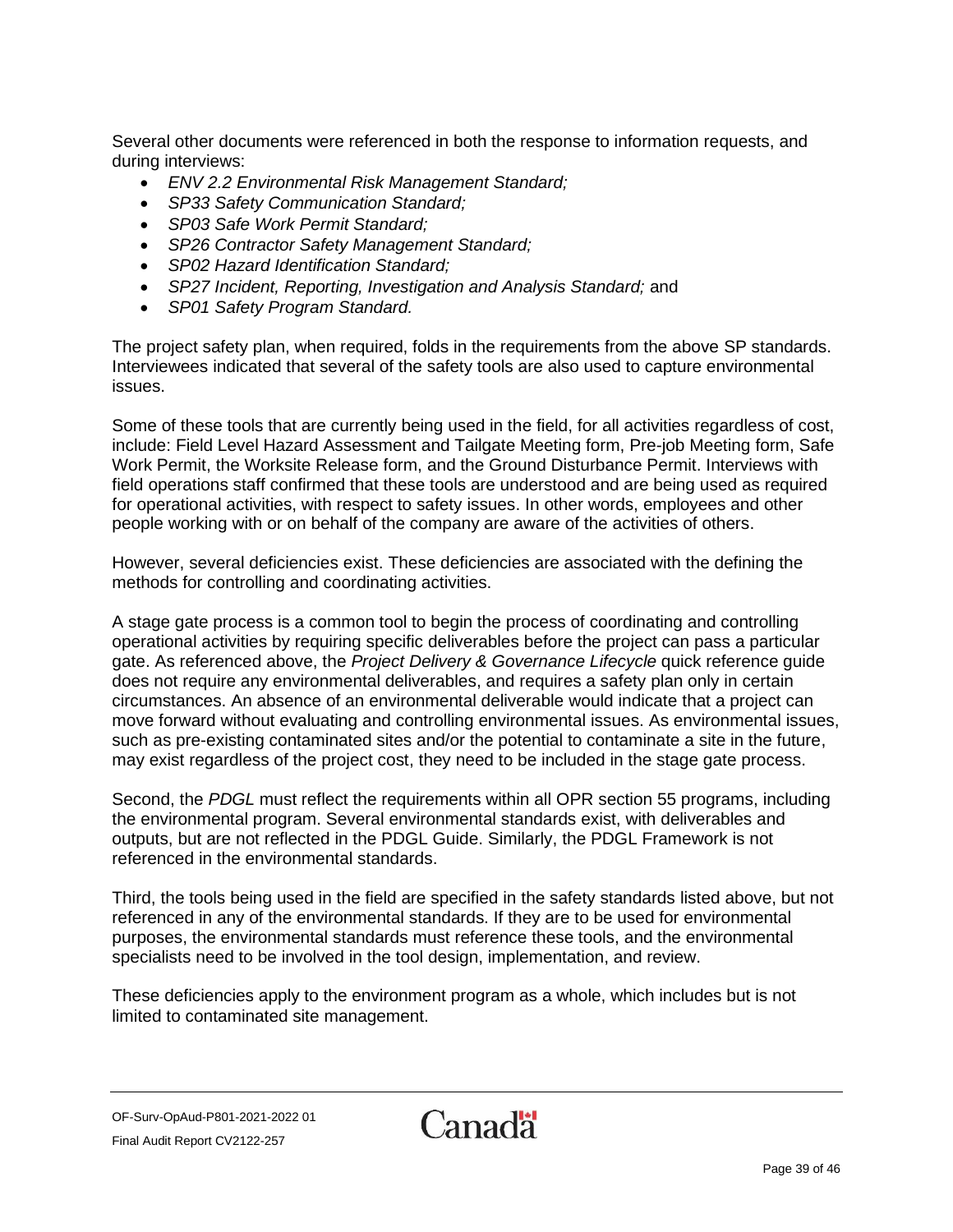Several other documents were referenced in both the response to information requests, and during interviews:

- *ENV 2.2 Environmental Risk Management Standard;*
- *SP33 Safety Communication Standard;*
- *SP03 Safe Work Permit Standard;*
- *SP26 Contractor Safety Management Standard;*
- *SP02 Hazard Identification Standard;*
- *SP27 Incident, Reporting, Investigation and Analysis Standard;* and
- *SP01 Safety Program Standard.*

The project safety plan, when required, folds in the requirements from the above SP standards. Interviewees indicated that several of the safety tools are also used to capture environmental issues.

Some of these tools that are currently being used in the field, for all activities regardless of cost, include: Field Level Hazard Assessment and Tailgate Meeting form, Pre-job Meeting form, Safe Work Permit, the Worksite Release form, and the Ground Disturbance Permit. Interviews with field operations staff confirmed that these tools are understood and are being used as required for operational activities, with respect to safety issues. In other words, employees and other people working with or on behalf of the company are aware of the activities of others.

However, several deficiencies exist. These deficiencies are associated with the defining the methods for controlling and coordinating activities.

A stage gate process is a common tool to begin the process of coordinating and controlling operational activities by requiring specific deliverables before the project can pass a particular gate. As referenced above, the *Project Delivery & Governance Lifecycle* quick reference guide does not require any environmental deliverables, and requires a safety plan only in certain circumstances. An absence of an environmental deliverable would indicate that a project can move forward without evaluating and controlling environmental issues. As environmental issues, such as pre-existing contaminated sites and/or the potential to contaminate a site in the future, may exist regardless of the project cost, they need to be included in the stage gate process.

Second, the *PDGL* must reflect the requirements within all OPR section 55 programs, including the environmental program. Several environmental standards exist, with deliverables and outputs, but are not reflected in the PDGL Guide. Similarly, the PDGL Framework is not referenced in the environmental standards.

Third, the tools being used in the field are specified in the safety standards listed above, but not referenced in any of the environmental standards. If they are to be used for environmental purposes, the environmental standards must reference these tools, and the environmental specialists need to be involved in the tool design, implementation, and review.

These deficiencies apply to the environment program as a whole, which includes but is not limited to contaminated site management.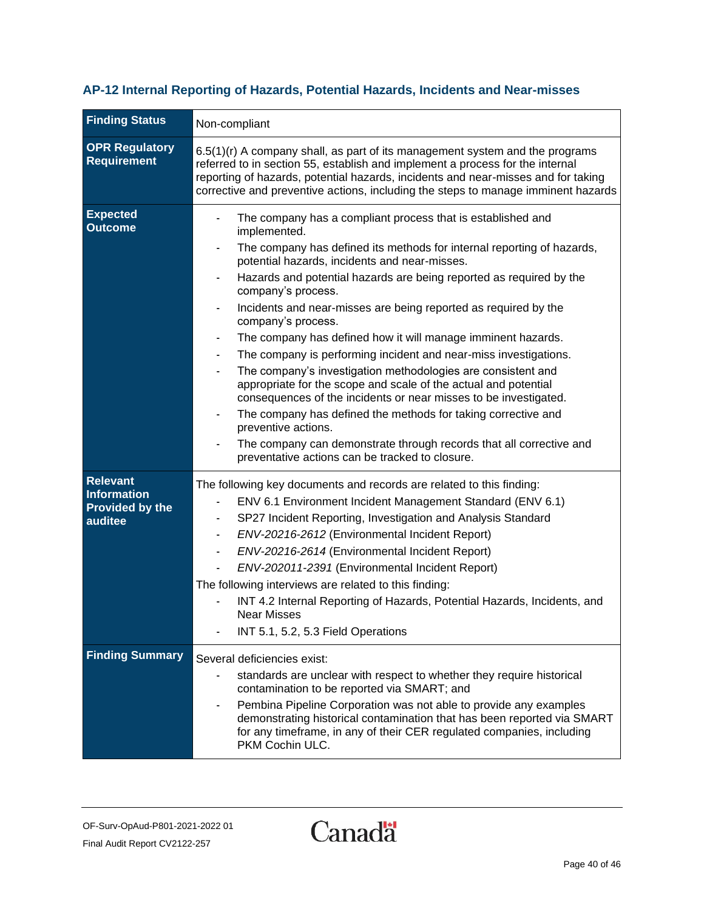## AP-12 Internal Reporting of Hazards, Potential Hazards, Incidents and Near-misses

| **Finding Status** | Non-compliant |
|---|---|
| **OPR Regulatory Requirement** | 6.5(1)(r) A company shall, as part of its management system and the programs referred to in section 55, establish and implement a process for the internal reporting of hazards, potential hazards, incidents and near-misses and for taking corrective and preventive actions, including the steps to manage imminent hazards |
| **Expected Outcome** | - The company has a compliant process that is established and implemented.<br>- The company has defined its methods for internal reporting of hazards, potential hazards, incidents and near-misses.<br>- Hazards and potential hazards are being reported as required by the company's process.<br>- Incidents and near-misses are being reported as required by the company's process.<br>- The company has defined how it will manage imminent hazards.<br>- The company is performing incident and near-miss investigations.<br>- The company's investigation methodologies are consistent and appropriate for the scope and scale of the actual and potential consequences of the incidents or near misses to be investigated.<br>- The company has defined the methods for taking corrective and preventive actions.<br>- The company can demonstrate through records that all corrective and preventative actions can be tracked to closure. |
| **Relevant Information Provided by the auditee** | The following key documents and records are related to this finding:<br>- ENV 6.1 Environment Incident Management Standard (ENV 6.1)<br>- SP27 Incident Reporting, Investigation and Analysis Standard<br>- *ENV-20216-2612* (Environmental Incident Report)<br>- *ENV-20216-2614* (Environmental Incident Report)<br>- *ENV-202011-2391* (Environmental Incident Report)<br>The following interviews are related to this finding:<br>- INT 4.2 Internal Reporting of Hazards, Potential Hazards, Incidents, and Near Misses<br>- INT 5.1, 5.2, 5.3 Field Operations |
| **Finding Summary** | Several deficiencies exist:<br>- standards are unclear with respect to whether they require historical contamination to be reported via SMART; and<br>- Pembina Pipeline Corporation was not able to provide any examples demonstrating historical contamination that has been reported via SMART for any timeframe, in any of their CER regulated companies, including PKM Cochin ULC. |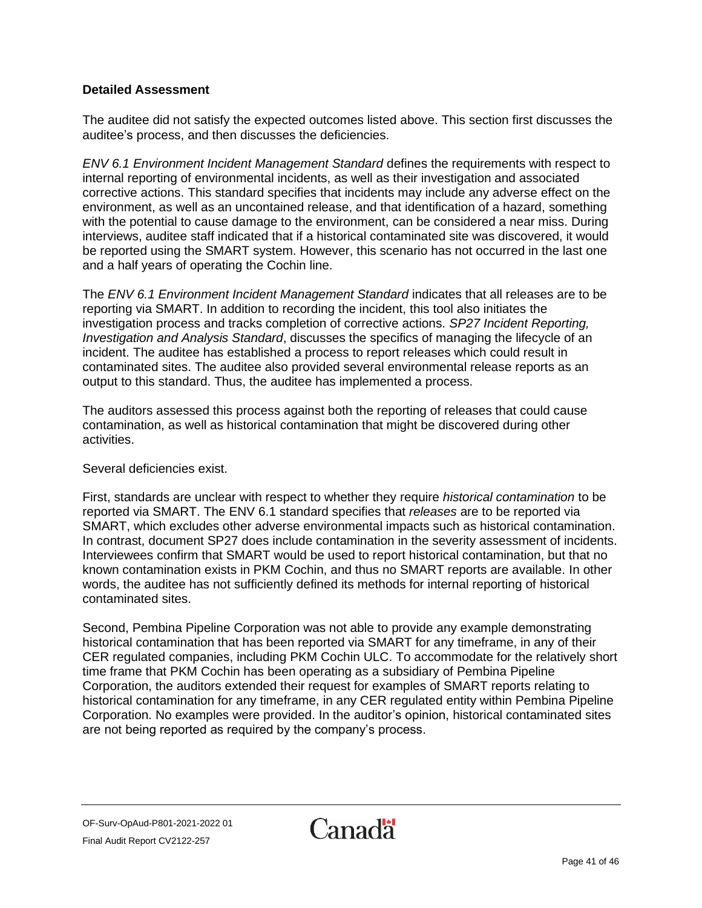**Detailed Assessment**

The auditee did not satisfy the expected outcomes listed above. This section first discusses the auditee's process, and then discusses the deficiencies.

*ENV 6.1 Environment Incident Management Standard* defines the requirements with respect to internal reporting of environmental incidents, as well as their investigation and associated corrective actions. This standard specifies that incidents may include any adverse effect on the environment, as well as an uncontained release, and that identification of a hazard, something with the potential to cause damage to the environment, can be considered a near miss. During interviews, auditee staff indicated that if a historical contaminated site was discovered, it would be reported using the SMART system. However, this scenario has not occurred in the last one and a half years of operating the Cochin line.

The *ENV 6.1 Environment Incident Management Standard* indicates that all releases are to be reporting via SMART. In addition to recording the incident, this tool also initiates the investigation process and tracks completion of corrective actions. *SP27 Incident Reporting, Investigation and Analysis Standard*, discusses the specifics of managing the lifecycle of an incident. The auditee has established a process to report releases which could result in contaminated sites. The auditee also provided several environmental release reports as an output to this standard. Thus, the auditee has implemented a process.

The auditors assessed this process against both the reporting of releases that could cause contamination, as well as historical contamination that might be discovered during other activities.

Several deficiencies exist.

First, standards are unclear with respect to whether they require *historical contamination* to be reported via SMART. The ENV 6.1 standard specifies that *releases* are to be reported via SMART, which excludes other adverse environmental impacts such as historical contamination. In contrast, document SP27 does include contamination in the severity assessment of incidents. Interviewees confirm that SMART would be used to report historical contamination, but that no known contamination exists in PKM Cochin, and thus no SMART reports are available. In other words, the auditee has not sufficiently defined its methods for internal reporting of historical contaminated sites.

Second, Pembina Pipeline Corporation was not able to provide any example demonstrating historical contamination that has been reported via SMART for any timeframe, in any of their CER regulated companies, including PKM Cochin ULC. To accommodate for the relatively short time frame that PKM Cochin has been operating as a subsidiary of Pembina Pipeline Corporation, the auditors extended their request for examples of SMART reports relating to historical contamination for any timeframe, in any CER regulated entity within Pembina Pipeline Corporation. No examples were provided. In the auditor's opinion, historical contaminated sites are not being reported as required by the company's process.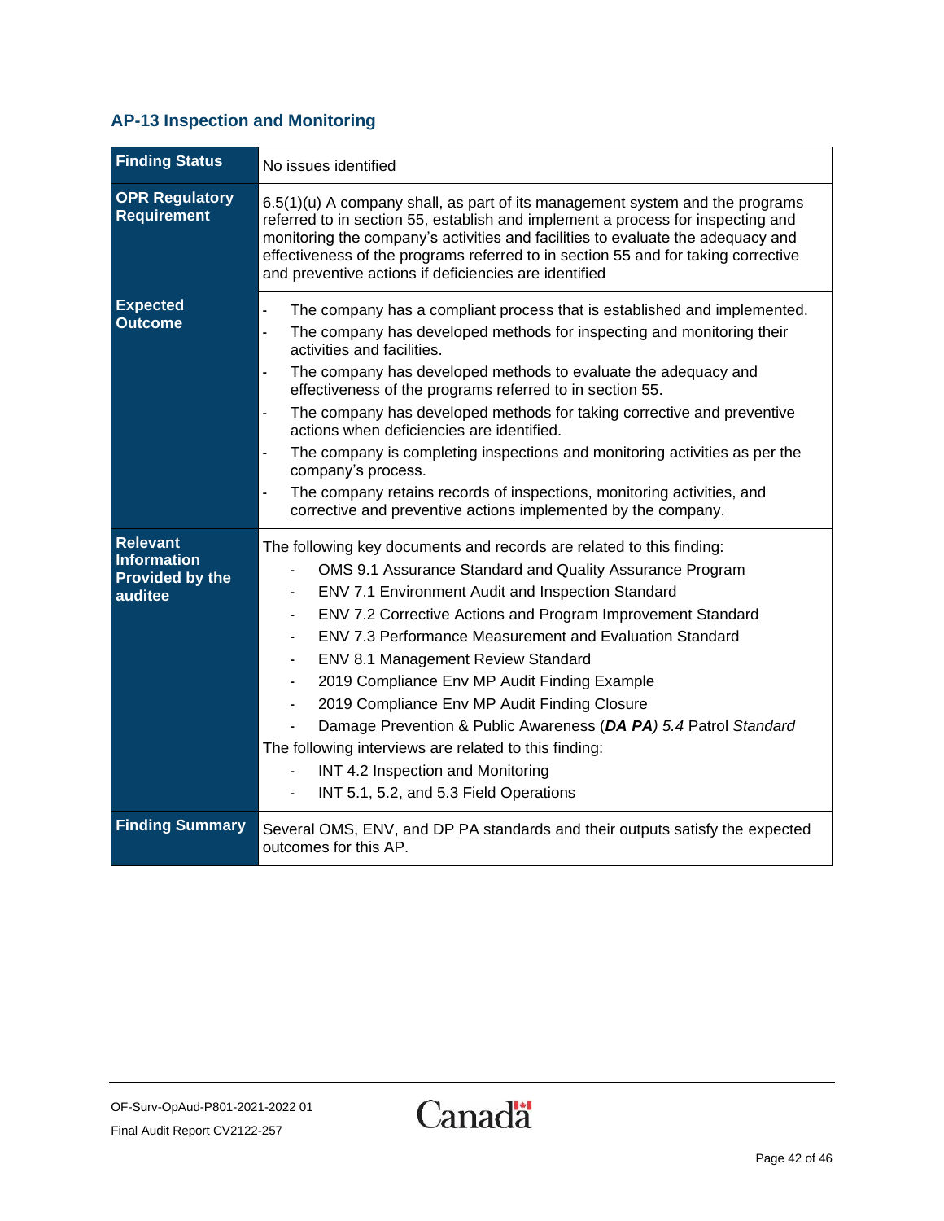## AP-13 Inspection and Monitoring

| | |
|---|---|
| **Finding Status** | No issues identified |
| **OPR Regulatory Requirement** | 6.5(1)(u) A company shall, as part of its management system and the programs referred to in section 55, establish and implement a process for inspecting and monitoring the company's activities and facilities to evaluate the adequacy and effectiveness of the programs referred to in section 55 and for taking corrective and preventive actions if deficiencies are identified |
| **Expected Outcome** | - The company has a compliant process that is established and implemented.<br>- The company has developed methods for inspecting and monitoring their activities and facilities.<br>- The company has developed methods to evaluate the adequacy and effectiveness of the programs referred to in section 55.<br>- The company has developed methods for taking corrective and preventive actions when deficiencies are identified.<br>- The company is completing inspections and monitoring activities as per the company's process.<br>- The company retains records of inspections, monitoring activities, and corrective and preventive actions implemented by the company. |
| **Relevant Information Provided by the auditee** | The following key documents and records are related to this finding:<br>- OMS 9.1 Assurance Standard and Quality Assurance Program<br>- ENV 7.1 Environment Audit and Inspection Standard<br>- ENV 7.2 Corrective Actions and Program Improvement Standard<br>- ENV 7.3 Performance Measurement and Evaluation Standard<br>- ENV 8.1 Management Review Standard<br>- 2019 Compliance Env MP Audit Finding Example<br>- 2019 Compliance Env MP Audit Finding Closure<br>- Damage Prevention & Public Awareness (***DA PA****) 5.4* Patrol *Standard*<br>The following interviews are related to this finding:<br>- INT 4.2 Inspection and Monitoring<br>- INT 5.1, 5.2, and 5.3 Field Operations |
| **Finding Summary** | Several OMS, ENV, and DP PA standards and their outputs satisfy the expected outcomes for this AP. |

OF-Surv-OpAud-P801-2021-2022 01
Final Audit Report CV2122-257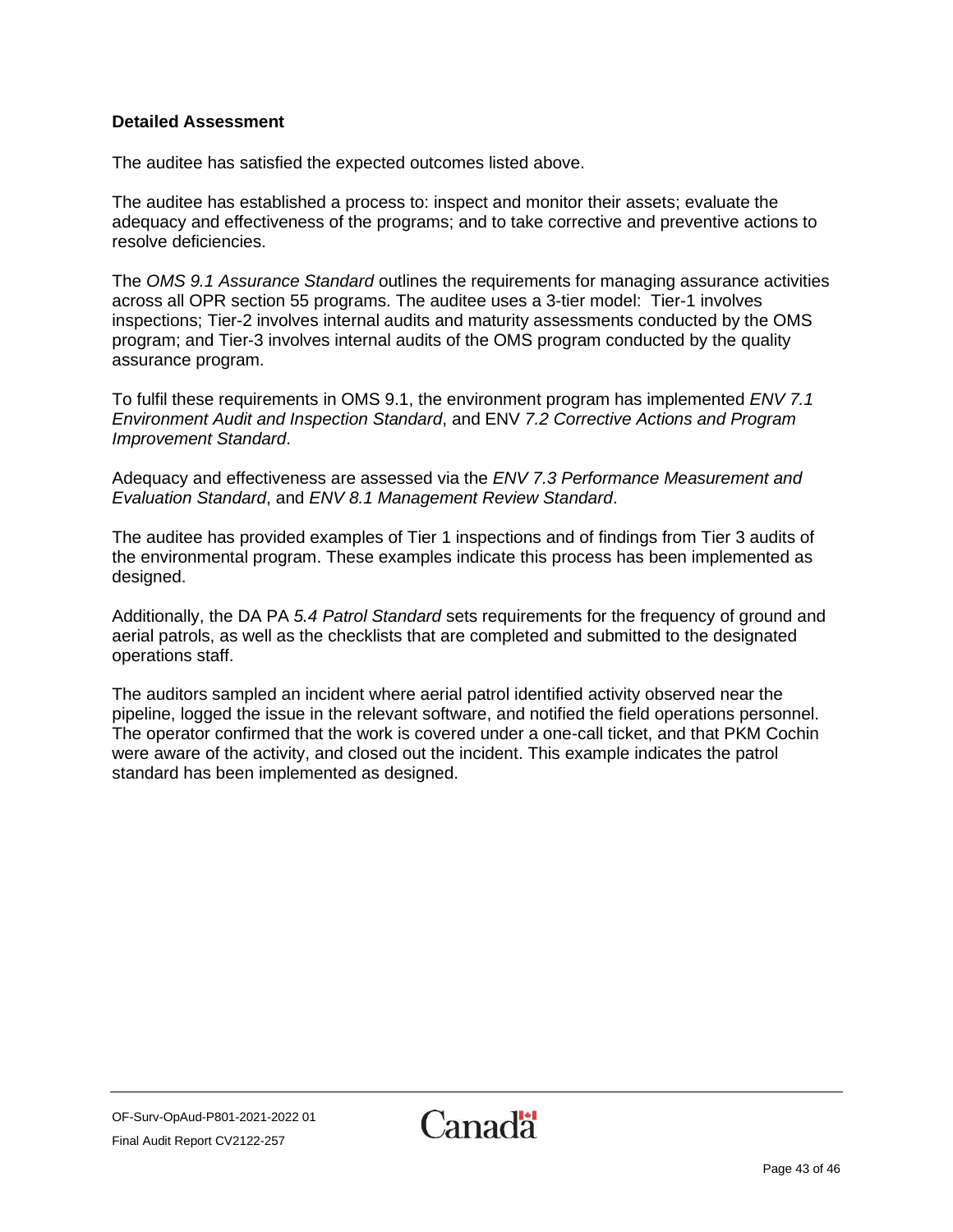**Detailed Assessment**

The auditee has satisfied the expected outcomes listed above.

The auditee has established a process to: inspect and monitor their assets; evaluate the adequacy and effectiveness of the programs; and to take corrective and preventive actions to resolve deficiencies.

The *OMS 9.1 Assurance Standard* outlines the requirements for managing assurance activities across all OPR section 55 programs. The auditee uses a 3-tier model: Tier-1 involves inspections; Tier-2 involves internal audits and maturity assessments conducted by the OMS program; and Tier-3 involves internal audits of the OMS program conducted by the quality assurance program.

To fulfil these requirements in OMS 9.1, the environment program has implemented *ENV 7.1 Environment Audit and Inspection Standard*, and ENV *7.2 Corrective Actions and Program Improvement Standard*.

Adequacy and effectiveness are assessed via the *ENV 7.3 Performance Measurement and Evaluation Standard*, and *ENV 8.1 Management Review Standard*.

The auditee has provided examples of Tier 1 inspections and of findings from Tier 3 audits of the environmental program. These examples indicate this process has been implemented as designed.

Additionally, the DA PA *5.4 Patrol Standard* sets requirements for the frequency of ground and aerial patrols, as well as the checklists that are completed and submitted to the designated operations staff.

The auditors sampled an incident where aerial patrol identified activity observed near the pipeline, logged the issue in the relevant software, and notified the field operations personnel. The operator confirmed that the work is covered under a one-call ticket, and that PKM Cochin were aware of the activity, and closed out the incident. This example indicates the patrol standard has been implemented as designed.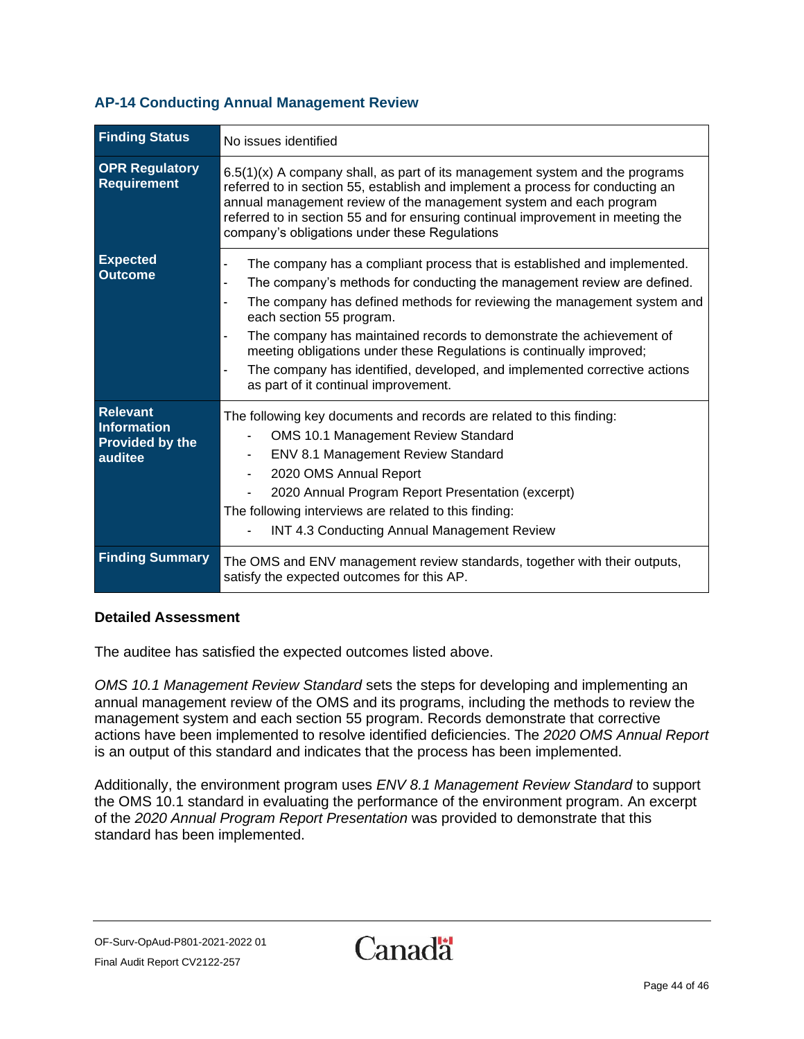### AP-14 Conducting Annual Management Review

| **Finding Status** | No issues identified |
|---|---|
| **OPR Regulatory Requirement** | 6.5(1)(x) A company shall, as part of its management system and the programs referred to in section 55, establish and implement a process for conducting an annual management review of the management system and each program referred to in section 55 and for ensuring continual improvement in meeting the company's obligations under these Regulations |
| **Expected Outcome** | - The company has a compliant process that is established and implemented.<br>- The company's methods for conducting the management review are defined.<br>- The company has defined methods for reviewing the management system and each section 55 program.<br>- The company has maintained records to demonstrate the achievement of meeting obligations under these Regulations is continually improved;<br>- The company has identified, developed, and implemented corrective actions as part of it continual improvement. |
| **Relevant Information Provided by the auditee** | The following key documents and records are related to this finding:<br>- OMS 10.1 Management Review Standard<br>- ENV 8.1 Management Review Standard<br>- 2020 OMS Annual Report<br>- 2020 Annual Program Report Presentation (excerpt)<br>The following interviews are related to this finding:<br>- INT 4.3 Conducting Annual Management Review |
| **Finding Summary** | The OMS and ENV management review standards, together with their outputs, satisfy the expected outcomes for this AP. |

**Detailed Assessment**

The auditee has satisfied the expected outcomes listed above.

*OMS 10.1 Management Review Standard* sets the steps for developing and implementing an annual management review of the OMS and its programs, including the methods to review the management system and each section 55 program. Records demonstrate that corrective actions have been implemented to resolve identified deficiencies. The *2020 OMS Annual Report* is an output of this standard and indicates that the process has been implemented.

Additionally, the environment program uses *ENV 8.1 Management Review Standard* to support the OMS 10.1 standard in evaluating the performance of the environment program. An excerpt of the *2020 Annual Program Report Presentation* was provided to demonstrate that this standard has been implemented.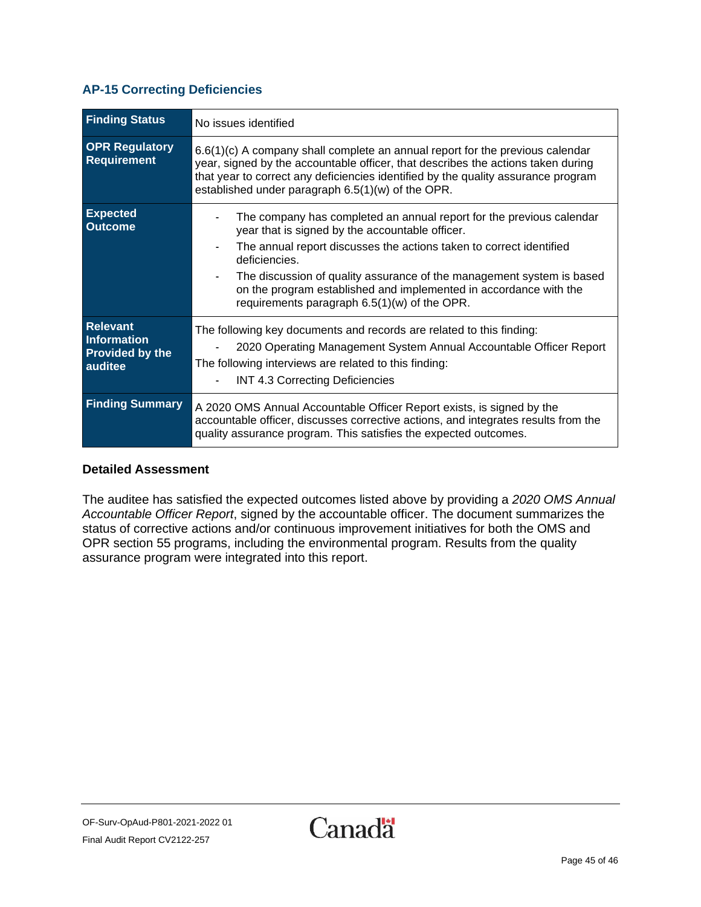## AP-15 Correcting Deficiencies

| **Finding Status** | No issues identified |
|---|---|
| **OPR Regulatory Requirement** | 6.6(1)(c) A company shall complete an annual report for the previous calendar year, signed by the accountable officer, that describes the actions taken during that year to correct any deficiencies identified by the quality assurance program established under paragraph 6.5(1)(w) of the OPR. |
| **Expected Outcome** | - The company has completed an annual report for the previous calendar year that is signed by the accountable officer.<br>- The annual report discusses the actions taken to correct identified deficiencies.<br>- The discussion of quality assurance of the management system is based on the program established and implemented in accordance with the requirements paragraph 6.5(1)(w) of the OPR. |
| **Relevant Information Provided by the auditee** | The following key documents and records are related to this finding:<br>- 2020 Operating Management System Annual Accountable Officer Report<br>The following interviews are related to this finding:<br>- INT 4.3 Correcting Deficiencies |
| **Finding Summary** | A 2020 OMS Annual Accountable Officer Report exists, is signed by the accountable officer, discusses corrective actions, and integrates results from the quality assurance program. This satisfies the expected outcomes. |

### Detailed Assessment

The auditee has satisfied the expected outcomes listed above by providing a *2020 OMS Annual Accountable Officer Report*, signed by the accountable officer. The document summarizes the status of corrective actions and/or continuous improvement initiatives for both the OMS and OPR section 55 programs, including the environmental program. Results from the quality assurance program were integrated into this report.

OF-Surv-OpAud-P801-2021-2022 01
Final Audit Report CV2122-257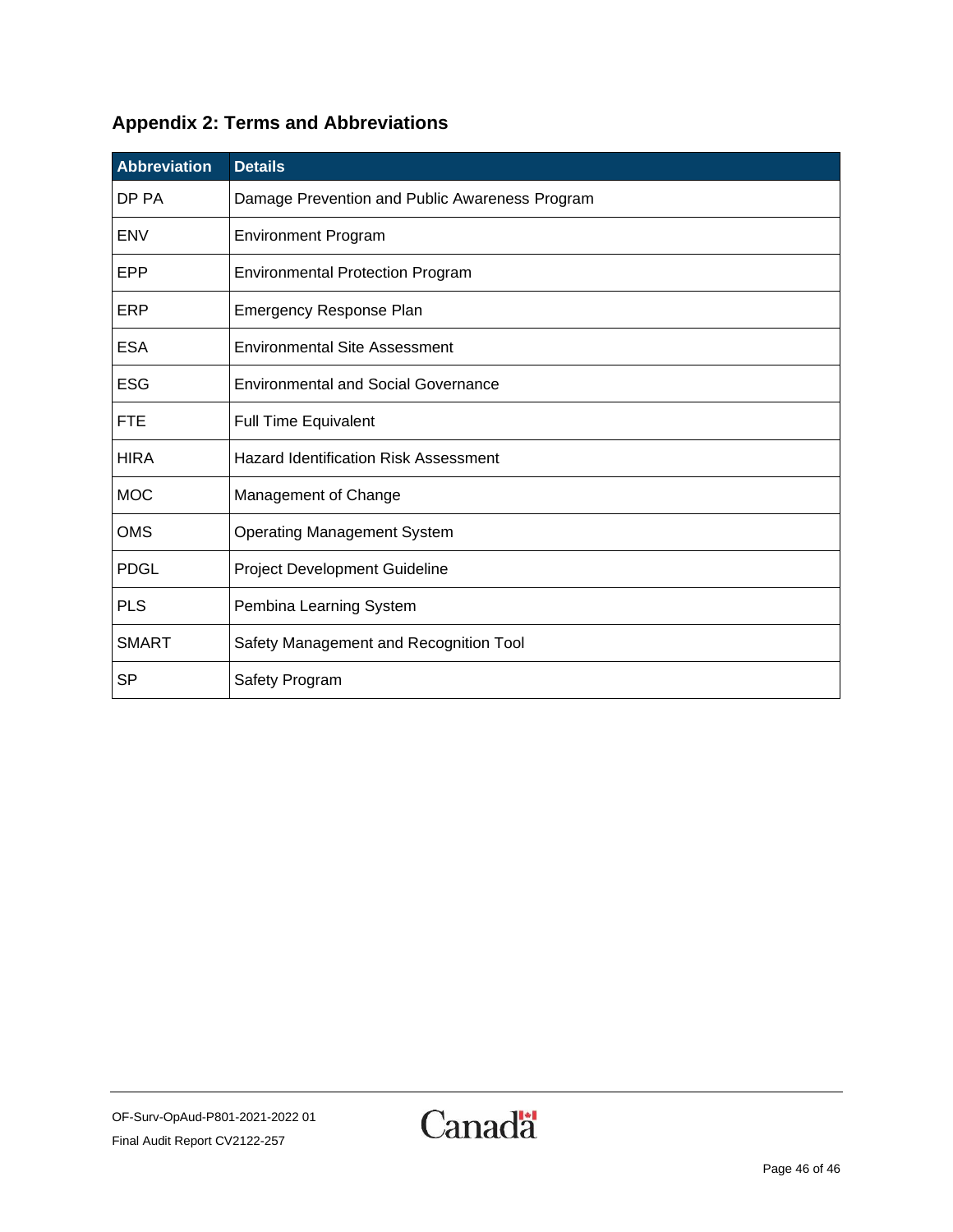## Appendix 2: Terms and Abbreviations

| Abbreviation | Details |
| --- | --- |
| DP PA | Damage Prevention and Public Awareness Program |
| ENV | Environment Program |
| EPP | Environmental Protection Program |
| ERP | Emergency Response Plan |
| ESA | Environmental Site Assessment |
| ESG | Environmental and Social Governance |
| FTE | Full Time Equivalent |
| HIRA | Hazard Identification Risk Assessment |
| MOC | Management of Change |
| OMS | Operating Management System |
| PDGL | Project Development Guideline |
| PLS | Pembina Learning System |
| SMART | Safety Management and Recognition Tool |
| SP | Safety Program |